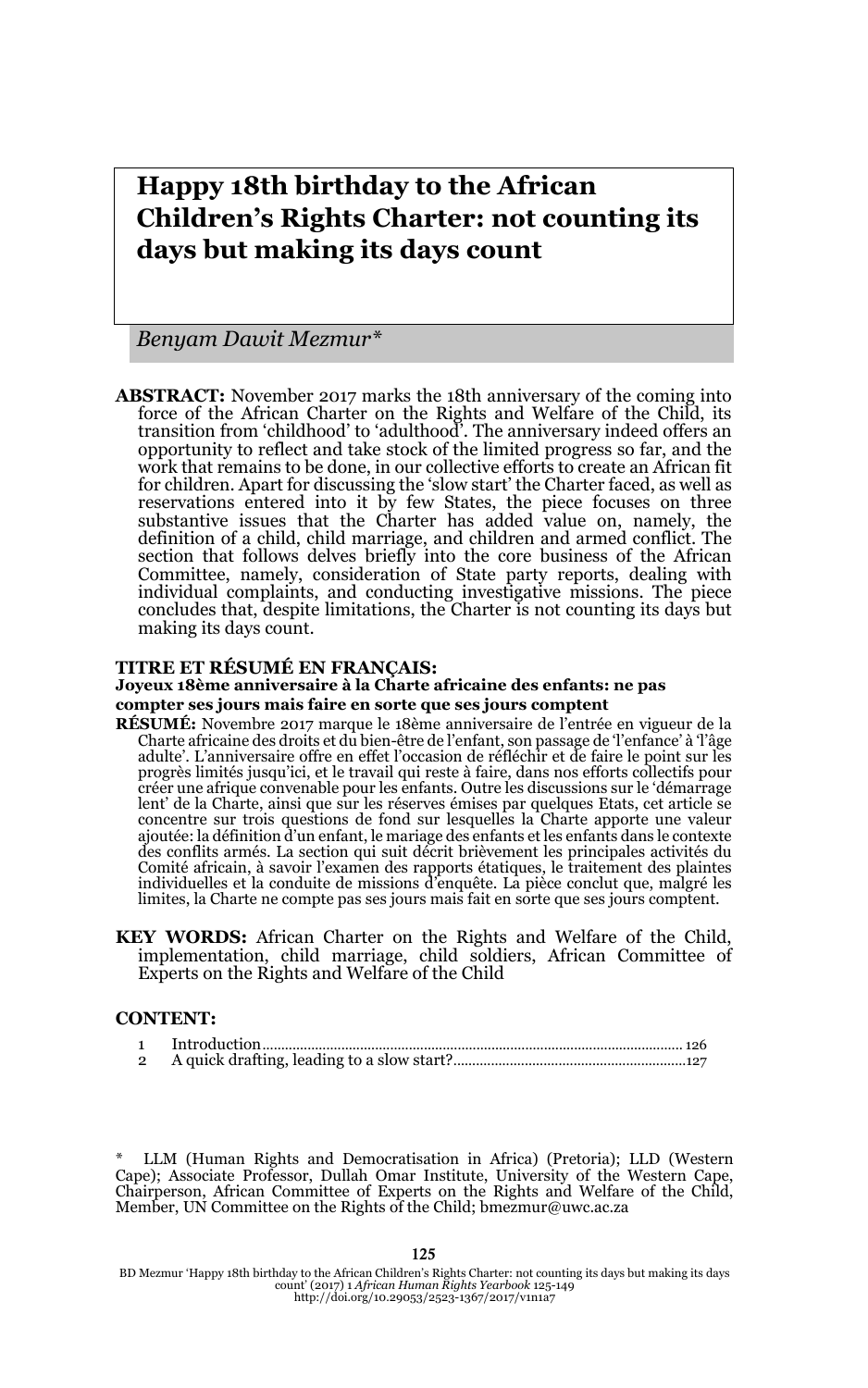# Happy 18th birthday to the African Children's Rights Charter: not counting its days but making its days count

*Benyam Dawit Mezmur\**

**ABSTRACT:** November 2017 marks the 18th anniversary of the coming into force of the African Charter on the Rights and Welfare of the Child, its transition from 'childhood' to 'adulthood'. The anniversary indeed offers an opportunity to reflect and take stock of the limited progress so far, and the work that remains to be done, in our collective efforts to create an African fit for children. Apart for discussing the 'slow start' the Charter faced, as well as reservations entered into it by few States, the piece focuses on three substantive issues that the Charter has added value on, namely, the definition of a child, child marriage, and children and armed conflict. The section that follows delves briefly into the core business of the African Committee, namely, consideration of State party reports, dealing with individual complaints, and conducting investigative missions. The piece concludes that, despite limitations, the Charter is not counting its days but making its days count.

**TITRE ET RÉSUMÉ EN FRANÇAIS:**
**Joyeux 18ème anniversaire à la Charte africaine des enfants: ne pas compter ses jours mais faire en sorte que ses jours comptent**

**RÉSUMÉ:** Novembre 2017 marque le 18ème anniversaire de l'entrée en vigueur de la Charte africaine des droits et du bien-être de l'enfant, son passage de 'l'enfance' à 'l'âge adulte'. L'anniversaire offre en effet l'occasion de réfléchir et de faire le point sur les progrès limités jusqu'ici, et le travail qui reste à faire, dans nos efforts collectifs pour créer une afrique convenable pour les enfants. Outre les discussions sur le 'démarrage lent' de la Charte, ainsi que sur les réserves émises par quelques Etats, cet article se concentre sur trois questions de fond sur lesquelles la Charte apporte une valeur ajoutée: la définition d'un enfant, le mariage des enfants et les enfants dans le contexte des conflits armés. La section qui suit décrit brièvement les principales activités du Comité africain, à savoir l'examen des rapports étatiques, le traitement des plaintes individuelles et la conduite de missions d'enquête. La pièce conclut que, malgré les limites, la Charte ne compte pas ses jours mais fait en sorte que ses jours comptent.

**KEY WORDS:** African Charter on the Rights and Welfare of the Child, implementation, child marriage, child soldiers, African Committee of Experts on the Rights and Welfare of the Child

**CONTENT:**

1 Introduction ............ 126
2 A quick drafting, leading to a slow start? ............ 127

\* LLM (Human Rights and Democratisation in Africa) (Pretoria); LLD (Western Cape); Associate Professor, Dullah Omar Institute, University of the Western Cape, Chairperson, African Committee of Experts on the Rights and Welfare of the Child, Member, UN Committee on the Rights of the Child; bmezmur@uwc.ac.za

BD Mezmur 'Happy 18th birthday to the African Children's Rights Charter: not counting its days but making its days count' (2017) 1 *African Human Rights Yearbook* 125-149
http://doi.org/10.29053/2523-1367/2017/v1n1a7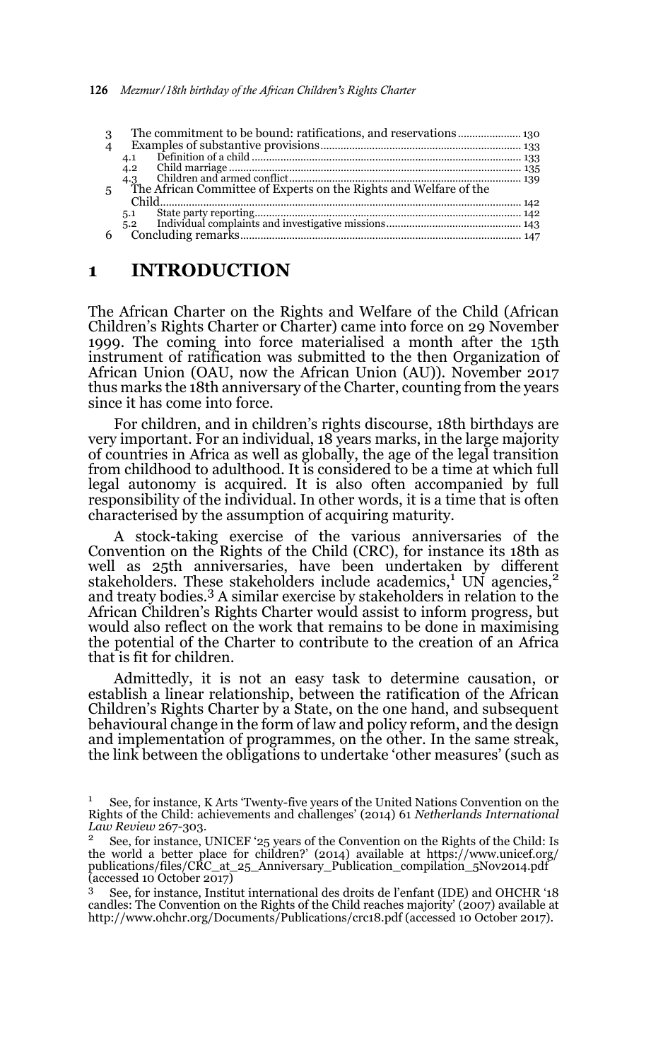| | | |
|---|---|---|
| 3 | The commitment to be bound: ratifications, and reservations | 130 |
| 4 | Examples of substantive provisions | 133 |
| 4.1 | Definition of a child | 133 |
| 4.2 | Child marriage | 135 |
| 4.3 | Children and armed conflict | 139 |
| 5 | The African Committee of Experts on the Rights and Welfare of the Child | 142 |
| 5.1 | State party reporting | 142 |
| 5.2 | Individual complaints and investigative missions | 143 |
| 6 | Concluding remarks | 147 |

# 1 INTRODUCTION

The African Charter on the Rights and Welfare of the Child (African Children's Rights Charter or Charter) came into force on 29 November 1999. The coming into force materialised a month after the 15th instrument of ratification was submitted to the then Organization of African Union (OAU, now the African Union (AU)). November 2017 thus marks the 18th anniversary of the Charter, counting from the years since it has come into force.

For children, and in children's rights discourse, 18th birthdays are very important. For an individual, 18 years marks, in the large majority of countries in Africa as well as globally, the age of the legal transition from childhood to adulthood. It is considered to be a time at which full legal autonomy is acquired. It is also often accompanied by full responsibility of the individual. In other words, it is a time that is often characterised by the assumption of acquiring maturity.

A stock-taking exercise of the various anniversaries of the Convention on the Rights of the Child (CRC), for instance its 18th as well as 25th anniversaries, have been undertaken by different stakeholders. These stakeholders include academics,[1] UN agencies,[2] and treaty bodies.[3] A similar exercise by stakeholders in relation to the African Children's Rights Charter would assist to inform progress, but would also reflect on the work that remains to be done in maximising the potential of the Charter to contribute to the creation of an Africa that is fit for children.

Admittedly, it is not an easy task to determine causation, or establish a linear relationship, between the ratification of the African Children's Rights Charter by a State, on the one hand, and subsequent behavioural change in the form of law and policy reform, and the design and implementation of programmes, on the other. In the same streak, the link between the obligations to undertake 'other measures' (such as

---

[1] See, for instance, K Arts 'Twenty-five years of the United Nations Convention on the Rights of the Child: achievements and challenges' (2014) 61 *Netherlands International Law Review* 267-303.

[2] See, for instance, UNICEF '25 years of the Convention on the Rights of the Child: Is the world a better place for children?' (2014) available at https://www.unicef.org/publications/files/CRC_at_25_Anniversary_Publication_compilation_5Nov2014.pdf (accessed 10 October 2017)

[3] See, for instance, Institut international des droits de l'enfant (IDE) and OHCHR '18 candles: The Convention on the Rights of the Child reaches majority' (2007) available at http://www.ohchr.org/Documents/Publications/crc18.pdf (accessed 10 October 2017).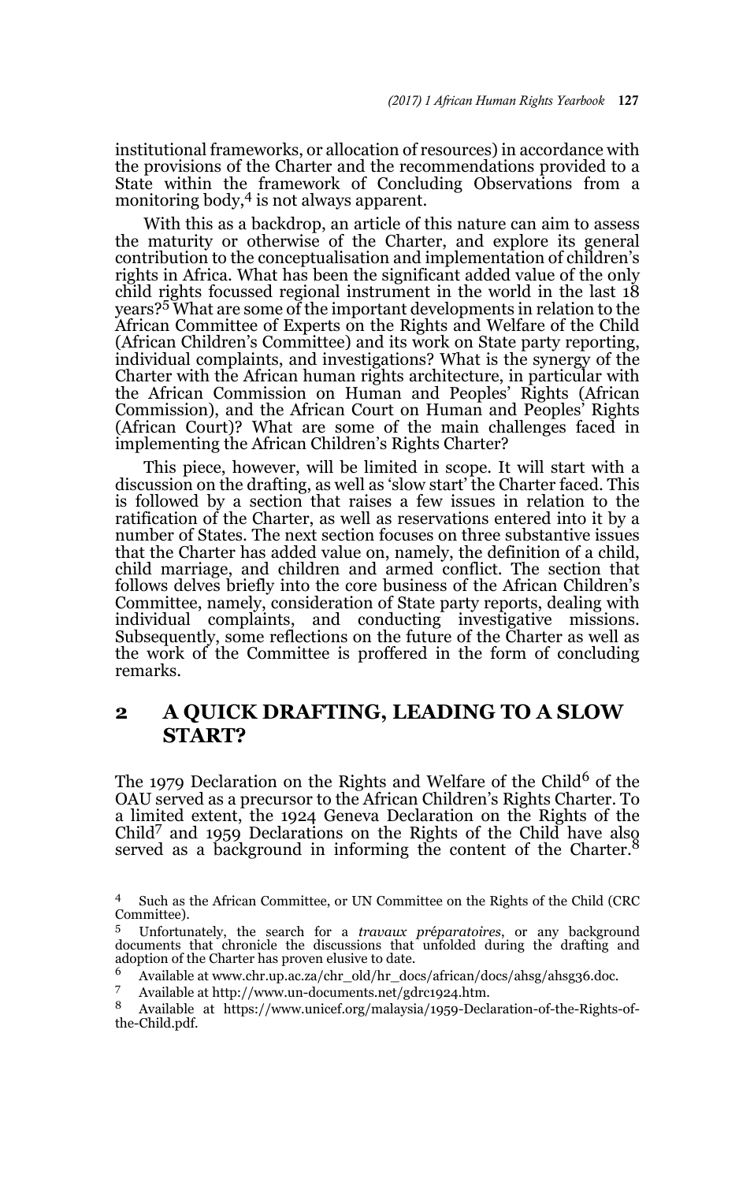institutional frameworks, or allocation of resources) in accordance with the provisions of the Charter and the recommendations provided to a State within the framework of Concluding Observations from a monitoring body,[4] is not always apparent.

With this as a backdrop, an article of this nature can aim to assess the maturity or otherwise of the Charter, and explore its general contribution to the conceptualisation and implementation of children's rights in Africa. What has been the significant added value of the only child rights focussed regional instrument in the world in the last 18 years?[5] What are some of the important developments in relation to the African Committee of Experts on the Rights and Welfare of the Child (African Children's Committee) and its work on State party reporting, individual complaints, and investigations? What is the synergy of the Charter with the African human rights architecture, in particular with the African Commission on Human and Peoples' Rights (African Commission), and the African Court on Human and Peoples' Rights (African Court)? What are some of the main challenges faced in implementing the African Children's Rights Charter?

This piece, however, will be limited in scope. It will start with a discussion on the drafting, as well as 'slow start' the Charter faced. This is followed by a section that raises a few issues in relation to the ratification of the Charter, as well as reservations entered into it by a number of States. The next section focuses on three substantive issues that the Charter has added value on, namely, the definition of a child, child marriage, and children and armed conflict. The section that follows delves briefly into the core business of the African Children's Committee, namely, consideration of State party reports, dealing with individual complaints, and conducting investigative missions. Subsequently, some reflections on the future of the Charter as well as the work of the Committee is proffered in the form of concluding remarks.

## 2 A QUICK DRAFTING, LEADING TO A SLOW START?

The 1979 Declaration on the Rights and Welfare of the Child[6] of the OAU served as a precursor to the African Children's Rights Charter. To a limited extent, the 1924 Geneva Declaration on the Rights of the Child[7] and 1959 Declarations on the Rights of the Child have also served as a background in informing the content of the Charter.[8]

---

[4] Such as the African Committee, or UN Committee on the Rights of the Child (CRC Committee).

[5] Unfortunately, the search for a *travaux préparatoires*, or any background documents that chronicle the discussions that unfolded during the drafting and adoption of the Charter has proven elusive to date.

[6] Available at www.chr.up.ac.za/chr_old/hr_docs/african/docs/ahsg/ahsg36.doc.

[7] Available at http://www.un-documents.net/gdrc1924.htm.

[8] Available at https://www.unicef.org/malaysia/1959-Declaration-of-the-Rights-of-the-Child.pdf.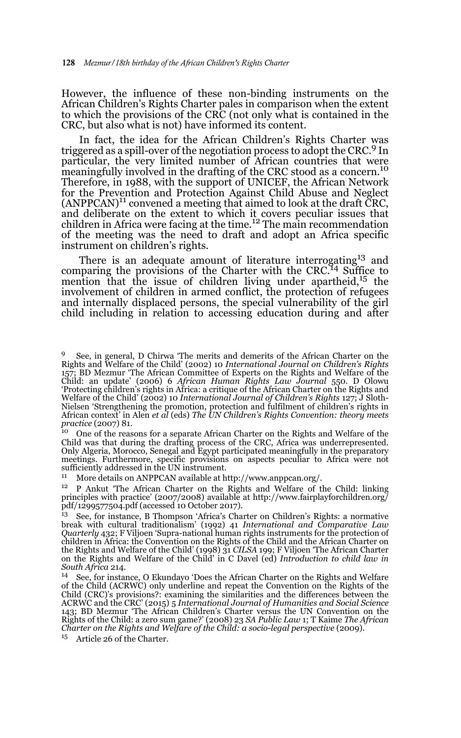However, the influence of these non-binding instruments on the African Children's Rights Charter pales in comparison when the extent to which the provisions of the CRC (not only what is contained in the CRC, but also what is not) have informed its content.

In fact, the idea for the African Children's Rights Charter was triggered as a spill-over of the negotiation process to adopt the CRC.[9] In particular, the very limited number of African countries that were meaningfully involved in the drafting of the CRC stood as a concern.[10] Therefore, in 1988, with the support of UNICEF, the African Network for the Prevention and Protection Against Child Abuse and Neglect (ANPPCAN)[11] convened a meeting that aimed to look at the draft CRC, and deliberate on the extent to which it covers peculiar issues that children in Africa were facing at the time.[12] The main recommendation of the meeting was the need to draft and adopt an Africa specific instrument on children's rights.

There is an adequate amount of literature interrogating[13] and comparing the provisions of the Charter with the CRC.[14] Suffice to mention that the issue of children living under apartheid,[15] the involvement of children in armed conflict, the protection of refugees and internally displaced persons, the special vulnerability of the girl child including in relation to accessing education during and after

---

[9] See, in general, D Chirwa 'The merits and demerits of the African Charter on the Rights and Welfare of the Child' (2002) 10 *International Journal on Children's Rights* 157; BD Mezmur 'The African Committee of Experts on the Rights and Welfare of the Child: an update' (2006) 6 *African Human Rights Law Journal* 550. D Olowu 'Protecting children's rights in Africa: a critique of the African Charter on the Rights and Welfare of the Child' (2002) 10 *International Journal of Children's Rights* 127; J Sloth-Nielsen 'Strengthening the promotion, protection and fulfilment of children's rights in African context' in Alen *et al* (eds) *The UN Children's Rights Convention: theory meets practice* (2007) 81.

[10] One of the reasons for a separate African Charter on the Rights and Welfare of the Child was that during the drafting process of the CRC, Africa was underrepresented. Only Algeria, Morocco, Senegal and Egypt participated meaningfully in the preparatory meetings. Furthermore, specific provisions on aspects peculiar to Africa were not sufficiently addressed in the UN instrument.

[11] More details on ANPPCAN available at http://www.anppcan.org/.

[12] P Ankut 'The African Charter on the Rights and Welfare of the Child: linking principles with practice' (2007/2008) available at http://www.fairplayforchildren.org/pdf/1299577504.pdf (accessed 10 October 2017).

[13] See, for instance, B Thompson 'Africa's Charter on Children's Rights: a normative break with cultural traditionalism' (1992) 41 *International and Comparative Law Quarterly* 432; F Viljoen 'Supra-national human rights instruments for the protection of children in Africa: the Convention on the Rights of the Child and the African Charter on the Rights and Welfare of the Child' (1998) 31 *CILSA* 199; F Viljoen 'The African Charter on the Rights and Welfare of the Child' in C Davel (ed) *Introduction to child law in South Africa* 214.

[14] See, for instance, O Ekundayo 'Does the African Charter on the Rights and Welfare of the Child (ACRWC) only underline and repeat the Convention on the Rights of the Child (CRC)'s provisions?: examining the similarities and the differences between the ACRWC and the CRC' (2015) 5 *International Journal of Humanities and Social Science* 143; BD Mezmur 'The African Children's Charter versus the UN Convention on the Rights of the Child: a zero sum game?' (2008) 23 *SA Public Law* 1; T Kaime *The African Charter on the Rights and Welfare of the Child: a socio-legal perspective* (2009).

[15] Article 26 of the Charter.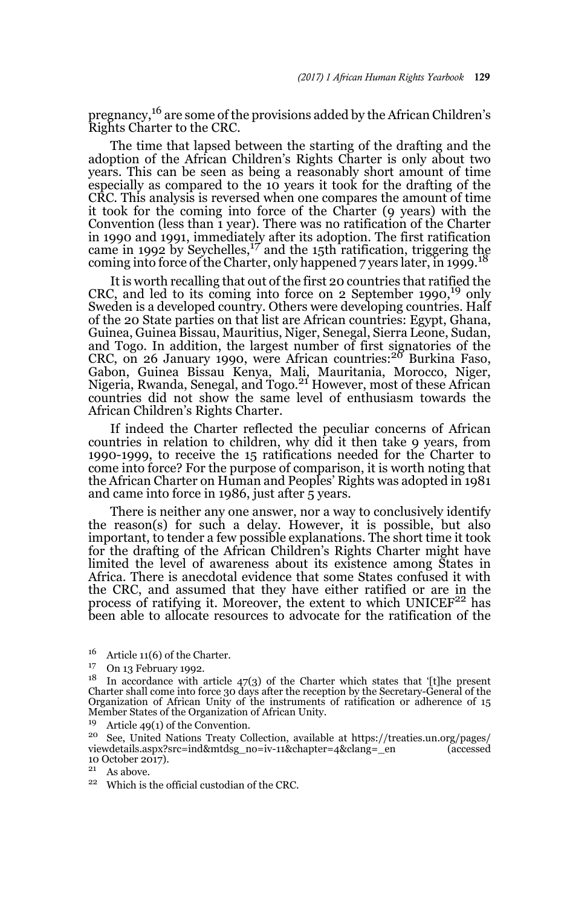pregnancy,[16] are some of the provisions added by the African Children's Rights Charter to the CRC.

The time that lapsed between the starting of the drafting and the adoption of the African Children's Rights Charter is only about two years. This can be seen as being a reasonably short amount of time especially as compared to the 10 years it took for the drafting of the CRC. This analysis is reversed when one compares the amount of time it took for the coming into force of the Charter (9 years) with the Convention (less than 1 year). There was no ratification of the Charter in 1990 and 1991, immediately after its adoption. The first ratification came in 1992 by Seychelles,[17] and the 15th ratification, triggering the coming into force of the Charter, only happened 7 years later, in 1999.[18]

It is worth recalling that out of the first 20 countries that ratified the CRC, and led to its coming into force on 2 September 1990,[19] only Sweden is a developed country. Others were developing countries. Half of the 20 State parties on that list are African countries: Egypt, Ghana, Guinea, Guinea Bissau, Mauritius, Niger, Senegal, Sierra Leone, Sudan, and Togo. In addition, the largest number of first signatories of the CRC, on 26 January 1990, were African countries:[20] Burkina Faso, Gabon, Guinea Bissau Kenya, Mali, Mauritania, Morocco, Niger, Nigeria, Rwanda, Senegal, and Togo.[21] However, most of these African countries did not show the same level of enthusiasm towards the African Children's Rights Charter.

If indeed the Charter reflected the peculiar concerns of African countries in relation to children, why did it then take 9 years, from 1990-1999, to receive the 15 ratifications needed for the Charter to come into force? For the purpose of comparison, it is worth noting that the African Charter on Human and Peoples' Rights was adopted in 1981 and came into force in 1986, just after 5 years.

There is neither any one answer, nor a way to conclusively identify the reason(s) for such a delay. However, it is possible, but also important, to tender a few possible explanations. The short time it took for the drafting of the African Children's Rights Charter might have limited the level of awareness about its existence among States in Africa. There is anecdotal evidence that some States confused it with the CRC, and assumed that they have either ratified or are in the process of ratifying it. Moreover, the extent to which UNICEF[22] has been able to allocate resources to advocate for the ratification of the

---

[16] Article 11(6) of the Charter.

[17] On 13 February 1992.

[18] In accordance with article 47(3) of the Charter which states that '[t]he present Charter shall come into force 30 days after the reception by the Secretary-General of the Organization of African Unity of the instruments of ratification or adherence of 15 Member States of the Organization of African Unity.

[19] Article 49(1) of the Convention.

[20] See, United Nations Treaty Collection, available at https://treaties.un.org/pages/viewdetails.aspx?src=ind&mtdsg_no=iv-11&chapter=4&clang=_en (accessed 10 October 2017).

[21] As above.

[22] Which is the official custodian of the CRC.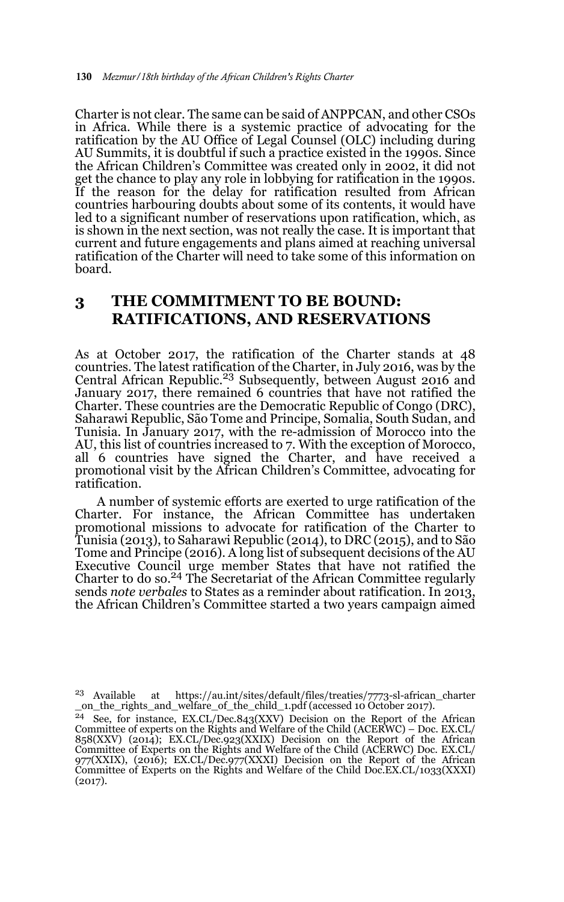Charter is not clear. The same can be said of ANPPCAN, and other CSOs in Africa. While there is a systemic practice of advocating for the ratification by the AU Office of Legal Counsel (OLC) including during AU Summits, it is doubtful if such a practice existed in the 1990s. Since the African Children's Committee was created only in 2002, it did not get the chance to play any role in lobbying for ratification in the 1990s. If the reason for the delay for ratification resulted from African countries harbouring doubts about some of its contents, it would have led to a significant number of reservations upon ratification, which, as is shown in the next section, was not really the case. It is important that current and future engagements and plans aimed at reaching universal ratification of the Charter will need to take some of this information on board.

## 3 THE COMMITMENT TO BE BOUND: RATIFICATIONS, AND RESERVATIONS

As at October 2017, the ratification of the Charter stands at 48 countries. The latest ratification of the Charter, in July 2016, was by the Central African Republic.[23] Subsequently, between August 2016 and January 2017, there remained 6 countries that have not ratified the Charter. These countries are the Democratic Republic of Congo (DRC), Saharawi Republic, São Tome and Principe, Somalia, South Sudan, and Tunisia. In January 2017, with the re-admission of Morocco into the AU, this list of countries increased to 7. With the exception of Morocco, all 6 countries have signed the Charter, and have received a promotional visit by the African Children's Committee, advocating for ratification.

A number of systemic efforts are exerted to urge ratification of the Charter. For instance, the African Committee has undertaken promotional missions to advocate for ratification of the Charter to Tunisia (2013), to Saharawi Republic (2014), to DRC (2015), and to São Tome and Principe (2016). A long list of subsequent decisions of the AU Executive Council urge member States that have not ratified the Charter to do so.[24] The Secretariat of the African Committee regularly sends *note verbales* to States as a reminder about ratification. In 2013, the African Children's Committee started a two years campaign aimed

[23] Available at https://au.int/sites/default/files/treaties/7773-sl-african_charter_on_the_rights_and_welfare_of_the_child_1.pdf (accessed 10 October 2017).

[24] See, for instance, EX.CL/Dec.843(XXV) Decision on the Report of the African Committee of experts on the Rights and Welfare of the Child (ACERWC) – Doc. EX.CL/858(XXV) (2014); EX.CL/Dec.923(XXIX) Decision on the Report of the African Committee of Experts on the Rights and Welfare of the Child (ACERWC) Doc. EX.CL/977(XXIX), (2016); EX.CL/Dec.977(XXXI) Decision on the Report of the African Committee of Experts on the Rights and Welfare of the Child Doc.EX.CL/1033(XXXI) (2017).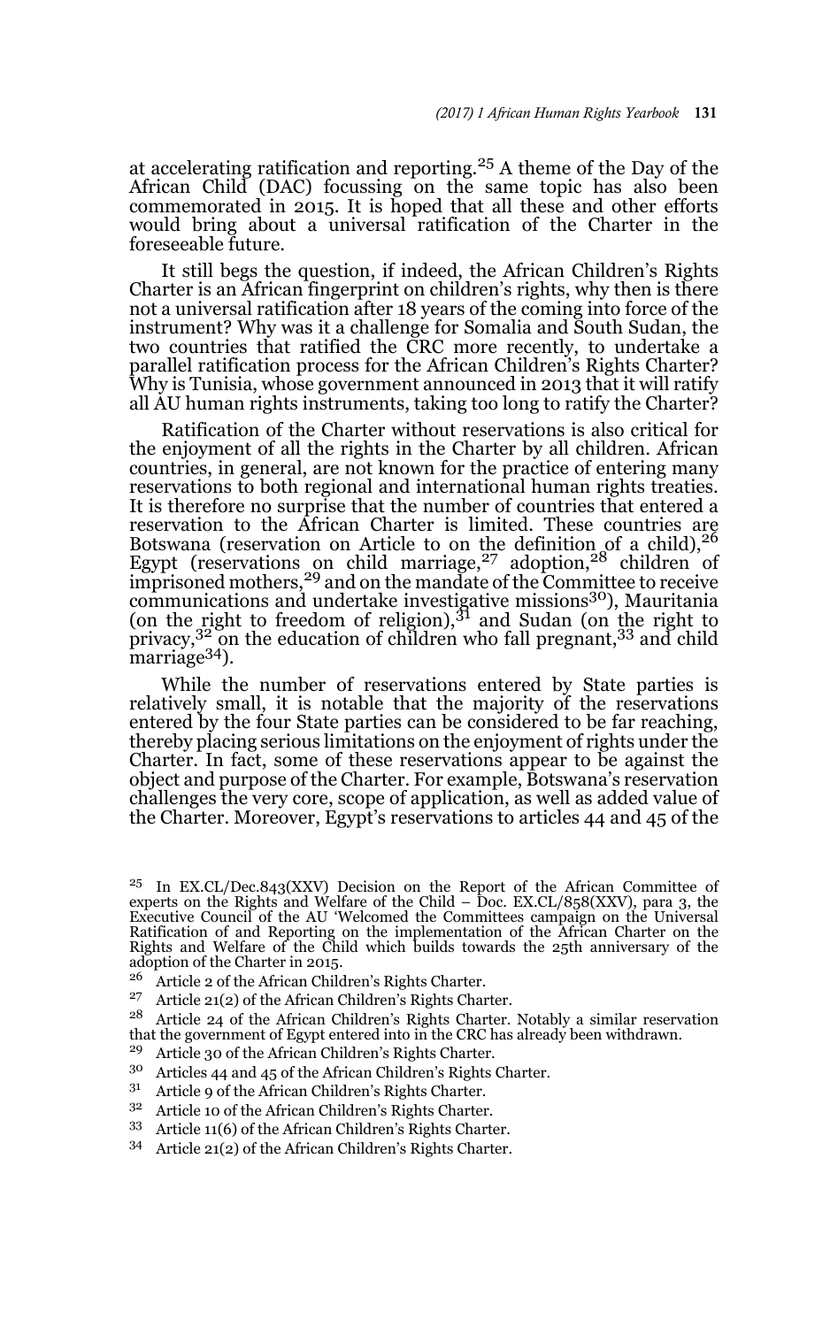at accelerating ratification and reporting.[25] A theme of the Day of the African Child (DAC) focussing on the same topic has also been commemorated in 2015. It is hoped that all these and other efforts would bring about a universal ratification of the Charter in the foreseeable future.

It still begs the question, if indeed, the African Children's Rights Charter is an African fingerprint on children's rights, why then is there not a universal ratification after 18 years of the coming into force of the instrument? Why was it a challenge for Somalia and South Sudan, the two countries that ratified the CRC more recently, to undertake a parallel ratification process for the African Children's Rights Charter? Why is Tunisia, whose government announced in 2013 that it will ratify all AU human rights instruments, taking too long to ratify the Charter?

Ratification of the Charter without reservations is also critical for the enjoyment of all the rights in the Charter by all children. African countries, in general, are not known for the practice of entering many reservations to both regional and international human rights treaties. It is therefore no surprise that the number of countries that entered a reservation to the African Charter is limited. These countries are Botswana (reservation on Article to on the definition of a child),[26] Egypt (reservations on child marriage,[27] adoption,[28] children of imprisoned mothers,[29] and on the mandate of the Committee to receive communications and undertake investigative missions[30]), Mauritania (on the right to freedom of religion),[31] and Sudan (on the right to privacy,[32] on the education of children who fall pregnant,[33] and child marriage[34]).

While the number of reservations entered by State parties is relatively small, it is notable that the majority of the reservations entered by the four State parties can be considered to be far reaching, thereby placing serious limitations on the enjoyment of rights under the Charter. In fact, some of these reservations appear to be against the object and purpose of the Charter. For example, Botswana's reservation challenges the very core, scope of application, as well as added value of the Charter. Moreover, Egypt's reservations to articles 44 and 45 of the

---

[25] In EX.CL/Dec.843(XXV) Decision on the Report of the African Committee of experts on the Rights and Welfare of the Child – Doc. EX.CL/858(XXV), para 3, the Executive Council of the AU 'Welcomed the Committees campaign on the Universal Ratification of and Reporting on the implementation of the African Charter on the Rights and Welfare of the Child which builds towards the 25th anniversary of the adoption of the Charter in 2015.

[26] Article 2 of the African Children's Rights Charter.

[27] Article 21(2) of the African Children's Rights Charter.

[28] Article 24 of the African Children's Rights Charter. Notably a similar reservation that the government of Egypt entered into in the CRC has already been withdrawn.

[29] Article 30 of the African Children's Rights Charter.

[30] Articles 44 and 45 of the African Children's Rights Charter.

[31] Article 9 of the African Children's Rights Charter.

[32] Article 10 of the African Children's Rights Charter.

[33] Article 11(6) of the African Children's Rights Charter.

[34] Article 21(2) of the African Children's Rights Charter.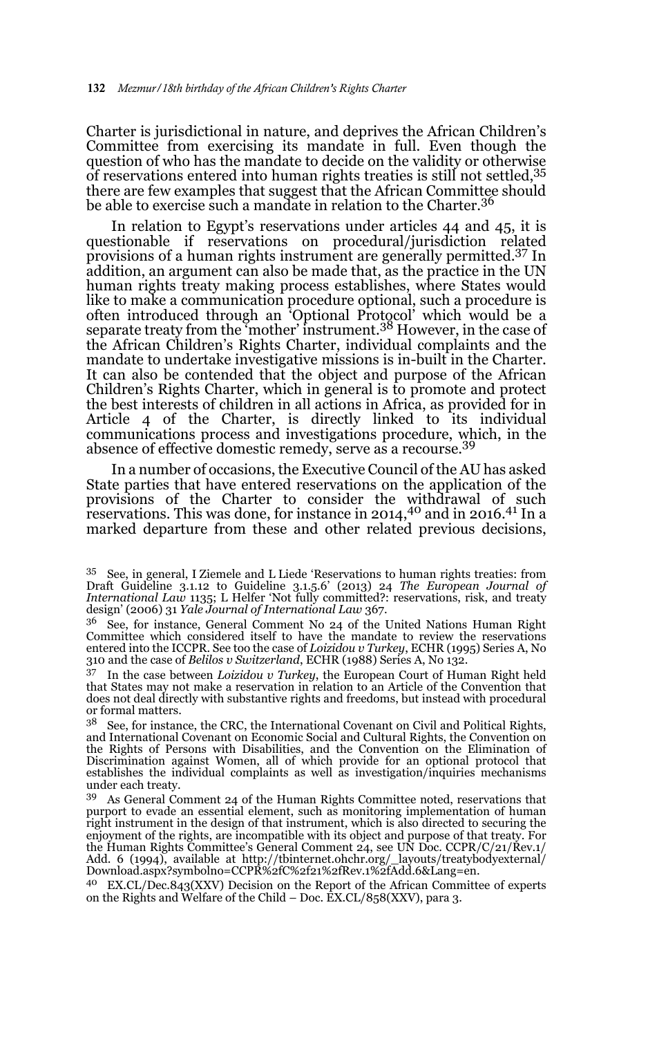Charter is jurisdictional in nature, and deprives the African Children's Committee from exercising its mandate in full. Even though the question of who has the mandate to decide on the validity or otherwise of reservations entered into human rights treaties is still not settled,[35] there are few examples that suggest that the African Committee should be able to exercise such a mandate in relation to the Charter.[36]

In relation to Egypt's reservations under articles 44 and 45, it is questionable if reservations on procedural/jurisdiction related provisions of a human rights instrument are generally permitted.[37] In addition, an argument can also be made that, as the practice in the UN human rights treaty making process establishes, where States would like to make a communication procedure optional, such a procedure is often introduced through an 'Optional Protocol' which would be a separate treaty from the 'mother' instrument.[38] However, in the case of the African Children's Rights Charter, individual complaints and the mandate to undertake investigative missions is in-built in the Charter. It can also be contended that the object and purpose of the African Children's Rights Charter, which in general is to promote and protect the best interests of children in all actions in Africa, as provided for in Article 4 of the Charter, is directly linked to its individual communications process and investigations procedure, which, in the absence of effective domestic remedy, serve as a recourse.[39]

In a number of occasions, the Executive Council of the AU has asked State parties that have entered reservations on the application of the provisions of the Charter to consider the withdrawal of such reservations. This was done, for instance in 2014,[40] and in 2016.[41] In a marked departure from these and other related previous decisions,

---

[35] See, in general, I Ziemele and L Liede 'Reservations to human rights treaties: from Draft Guideline 3.1.12 to Guideline 3.1.5.6' (2013) 24 *The European Journal of International Law* 1135; L Helfer 'Not fully committed?: reservations, risk, and treaty design' (2006) 31 *Yale Journal of International Law* 367.

[36] See, for instance, General Comment No 24 of the United Nations Human Right Committee which considered itself to have the mandate to review the reservations entered into the ICCPR. See too the case of *Loizidou v Turkey*, ECHR (1995) Series A, No 310 and the case of *Belilos v Switzerland*, ECHR (1988) Series A, No 132.

[37] In the case between *Loizidou v Turkey*, the European Court of Human Right held that States may not make a reservation in relation to an Article of the Convention that does not deal directly with substantive rights and freedoms, but instead with procedural or formal matters.

[38] See, for instance, the CRC, the International Covenant on Civil and Political Rights, and International Covenant on Economic Social and Cultural Rights, the Convention on the Rights of Persons with Disabilities, and the Convention on the Elimination of Discrimination against Women, all of which provide for an optional protocol that establishes the individual complaints as well as investigation/inquiries mechanisms under each treaty.

[39] As General Comment 24 of the Human Rights Committee noted, reservations that purport to evade an essential element, such as monitoring implementation of human right instrument in the design of that instrument, which is also directed to securing the enjoyment of the rights, are incompatible with its object and purpose of that treaty. For the Human Rights Committee's General Comment 24, see UN Doc. CCPR/C/21/Rev.1/Add. 6 (1994), available at http://tbinternet.ohchr.org/_layouts/treatybodyexternal/Download.aspx?symbolno=CCPR%2fC%2f21%2fRev.1%2fAdd.6&Lang=en.

[40] EX.CL/Dec.843(XXV) Decision on the Report of the African Committee of experts on the Rights and Welfare of the Child – Doc. EX.CL/858(XXV), para 3.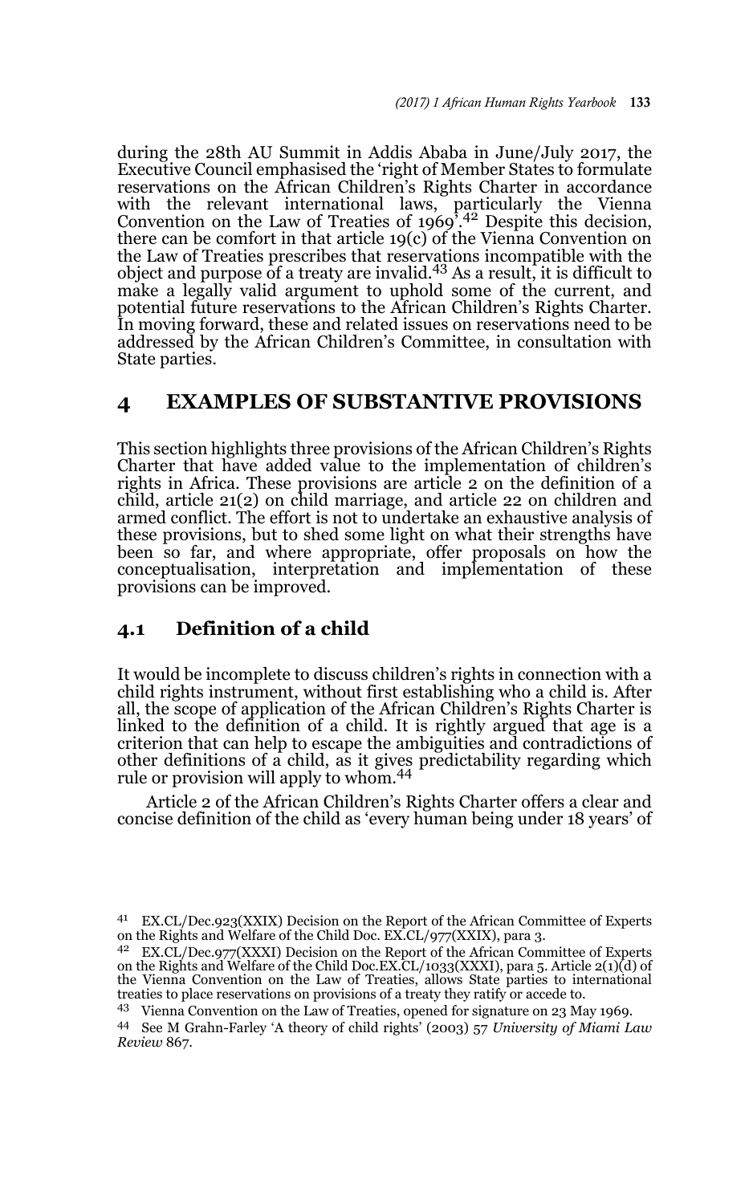during the 28th AU Summit in Addis Ababa in June/July 2017, the Executive Council emphasised the 'right of Member States to formulate reservations on the African Children's Rights Charter in accordance with the relevant international laws, particularly the Vienna Convention on the Law of Treaties of 1969'.[42] Despite this decision, there can be comfort in that article 19(c) of the Vienna Convention on the Law of Treaties prescribes that reservations incompatible with the object and purpose of a treaty are invalid.[43] As a result, it is difficult to make a legally valid argument to uphold some of the current, and potential future reservations to the African Children's Rights Charter. In moving forward, these and related issues on reservations need to be addressed by the African Children's Committee, in consultation with State parties.

## 4 EXAMPLES OF SUBSTANTIVE PROVISIONS

This section highlights three provisions of the African Children's Rights Charter that have added value to the implementation of children's rights in Africa. These provisions are article 2 on the definition of a child, article 21(2) on child marriage, and article 22 on children and armed conflict. The effort is not to undertake an exhaustive analysis of these provisions, but to shed some light on what their strengths have been so far, and where appropriate, offer proposals on how the conceptualisation, interpretation and implementation of these provisions can be improved.

### 4.1 Definition of a child

It would be incomplete to discuss children's rights in connection with a child rights instrument, without first establishing who a child is. After all, the scope of application of the African Children's Rights Charter is linked to the definition of a child. It is rightly argued that age is a criterion that can help to escape the ambiguities and contradictions of other definitions of a child, as it gives predictability regarding which rule or provision will apply to whom.[44]

Article 2 of the African Children's Rights Charter offers a clear and concise definition of the child as 'every human being under 18 years' of

---

41 EX.CL/Dec.923(XXIX) Decision on the Report of the African Committee of Experts on the Rights and Welfare of the Child Doc. EX.CL/977(XXIX), para 3.

42 EX.CL/Dec.977(XXXI) Decision on the Report of the African Committee of Experts on the Rights and Welfare of the Child Doc.EX.CL/1033(XXXI), para 5. Article 2(1)(d) of the Vienna Convention on the Law of Treaties, allows State parties to international treaties to place reservations on provisions of a treaty they ratify or accede to.

43 Vienna Convention on the Law of Treaties, opened for signature on 23 May 1969.

44 See M Grahn-Farley 'A theory of child rights' (2003) 57 *University of Miami Law Review* 867.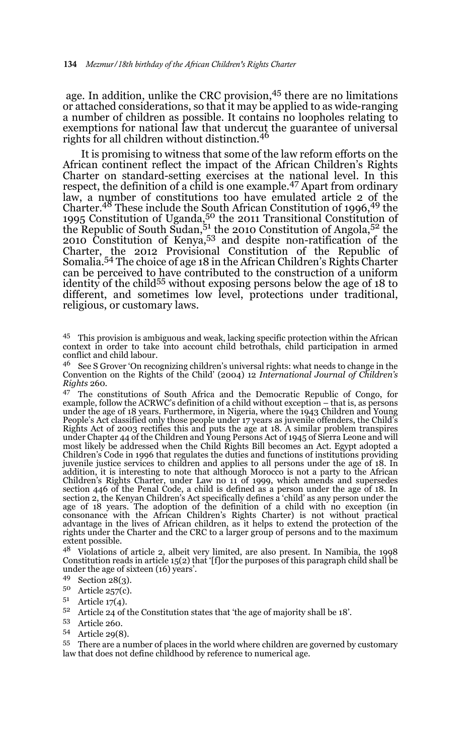age. In addition, unlike the CRC provision,[45] there are no limitations or attached considerations, so that it may be applied to as wide-ranging a number of children as possible. It contains no loopholes relating to exemptions for national law that undercut the guarantee of universal rights for all children without distinction.[46]

It is promising to witness that some of the law reform efforts on the African continent reflect the impact of the African Children's Rights Charter on standard-setting exercises at the national level. In this respect, the definition of a child is one example.[47] Apart from ordinary law, a number of constitutions too have emulated article 2 of the Charter.[48] These include the South African Constitution of 1996,[49] the 1995 Constitution of Uganda,[50] the 2011 Transitional Constitution of the Republic of South Sudan,[51] the 2010 Constitution of Angola,[52] the 2010 Constitution of Kenya,[53] and despite non-ratification of the Charter, the 2012 Provisional Constitution of the Republic of Somalia.[54] The choice of age 18 in the African Children's Rights Charter can be perceived to have contributed to the construction of a uniform identity of the child[55] without exposing persons below the age of 18 to different, and sometimes low level, protections under traditional, religious, or customary laws.

[45] This provision is ambiguous and weak, lacking specific protection within the African context in order to take into account child betrothals, child participation in armed conflict and child labour.

[46] See S Grover 'On recognizing children's universal rights: what needs to change in the Convention on the Rights of the Child' (2004) 12 *International Journal of Children's Rights* 260.

[47] The constitutions of South Africa and the Democratic Republic of Congo, for example, follow the ACRWC's definition of a child without exception – that is, as persons under the age of 18 years. Furthermore, in Nigeria, where the 1943 Children and Young People's Act classified only those people under 17 years as juvenile offenders, the Child's Rights Act of 2003 rectifies this and puts the age at 18. A similar problem transpires under Chapter 44 of the Children and Young Persons Act of 1945 of Sierra Leone and will most likely be addressed when the Child Rights Bill becomes an Act. Egypt adopted a Children's Code in 1996 that regulates the duties and functions of institutions providing juvenile justice services to children and applies to all persons under the age of 18. In addition, it is interesting to note that although Morocco is not a party to the African Children's Rights Charter, under Law no 11 of 1999, which amends and supersedes section 446 of the Penal Code, a child is defined as a person under the age of 18. In section 2, the Kenyan Children's Act specifically defines a 'child' as any person under the age of 18 years. The adoption of the definition of a child with no exception (in consonance with the African Children's Rights Charter) is not without practical advantage in the lives of African children, as it helps to extend the protection of the rights under the Charter and the CRC to a larger group of persons and to the maximum extent possible.

[48] Violations of article 2, albeit very limited, are also present. In Namibia, the 1998 Constitution reads in article 15(2) that '[f]or the purposes of this paragraph child shall be under the age of sixteen (16) years'.

[49] Section 28(3).

[50] Article 257(c).

[51] Article 17(4).

[52] Article 24 of the Constitution states that 'the age of majority shall be 18'.

[53] Article 260.

[54] Article 29(8).

[55] There are a number of places in the world where children are governed by customary law that does not define childhood by reference to numerical age.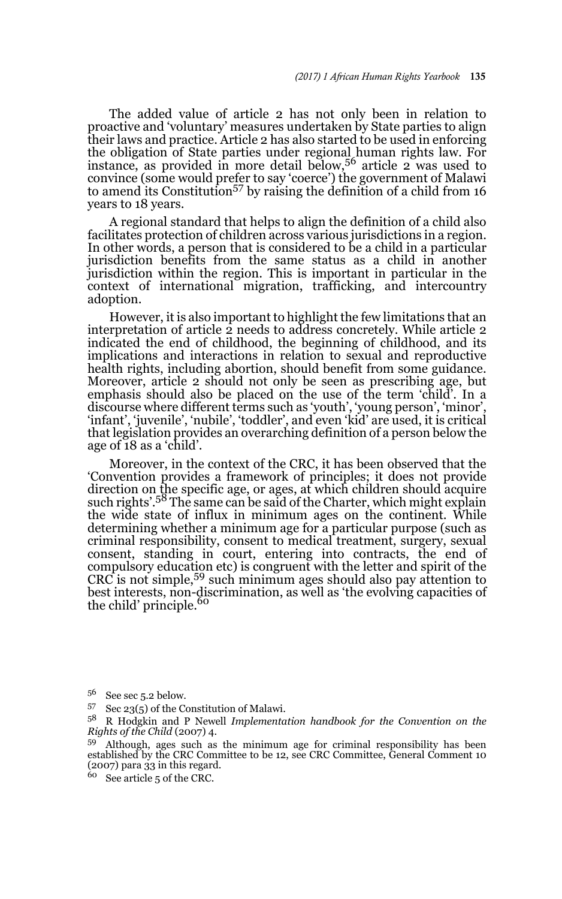The added value of article 2 has not only been in relation to proactive and 'voluntary' measures undertaken by State parties to align their laws and practice. Article 2 has also started to be used in enforcing the obligation of State parties under regional human rights law. For instance, as provided in more detail below,[56] article 2 was used to convince (some would prefer to say 'coerce') the government of Malawi to amend its Constitution[57] by raising the definition of a child from 16 years to 18 years.

A regional standard that helps to align the definition of a child also facilitates protection of children across various jurisdictions in a region. In other words, a person that is considered to be a child in a particular jurisdiction benefits from the same status as a child in another jurisdiction within the region. This is important in particular in the context of international migration, trafficking, and intercountry adoption.

However, it is also important to highlight the few limitations that an interpretation of article 2 needs to address concretely. While article 2 indicated the end of childhood, the beginning of childhood, and its implications and interactions in relation to sexual and reproductive health rights, including abortion, should benefit from some guidance. Moreover, article 2 should not only be seen as prescribing age, but emphasis should also be placed on the use of the term 'child'. In a discourse where different terms such as 'youth', 'young person', 'minor', 'infant', 'juvenile', 'nubile', 'toddler', and even 'kid' are used, it is critical that legislation provides an overarching definition of a person below the age of 18 as a 'child'.

Moreover, in the context of the CRC, it has been observed that the 'Convention provides a framework of principles; it does not provide direction on the specific age, or ages, at which children should acquire such rights'.[58] The same can be said of the Charter, which might explain the wide state of influx in minimum ages on the continent. While determining whether a minimum age for a particular purpose (such as criminal responsibility, consent to medical treatment, surgery, sexual consent, standing in court, entering into contracts, the end of compulsory education etc) is congruent with the letter and spirit of the CRC is not simple,[59] such minimum ages should also pay attention to best interests, non-discrimination, as well as 'the evolving capacities of the child' principle.[60]

---

[56] See sec 5.2 below.

[57] Sec 23(5) of the Constitution of Malawi.

[58] R Hodgkin and P Newell *Implementation handbook for the Convention on the Rights of the Child* (2007) 4.

[59] Although, ages such as the minimum age for criminal responsibility has been established by the CRC Committee to be 12, see CRC Committee, General Comment 10 (2007) para 33 in this regard.

[60] See article 5 of the CRC.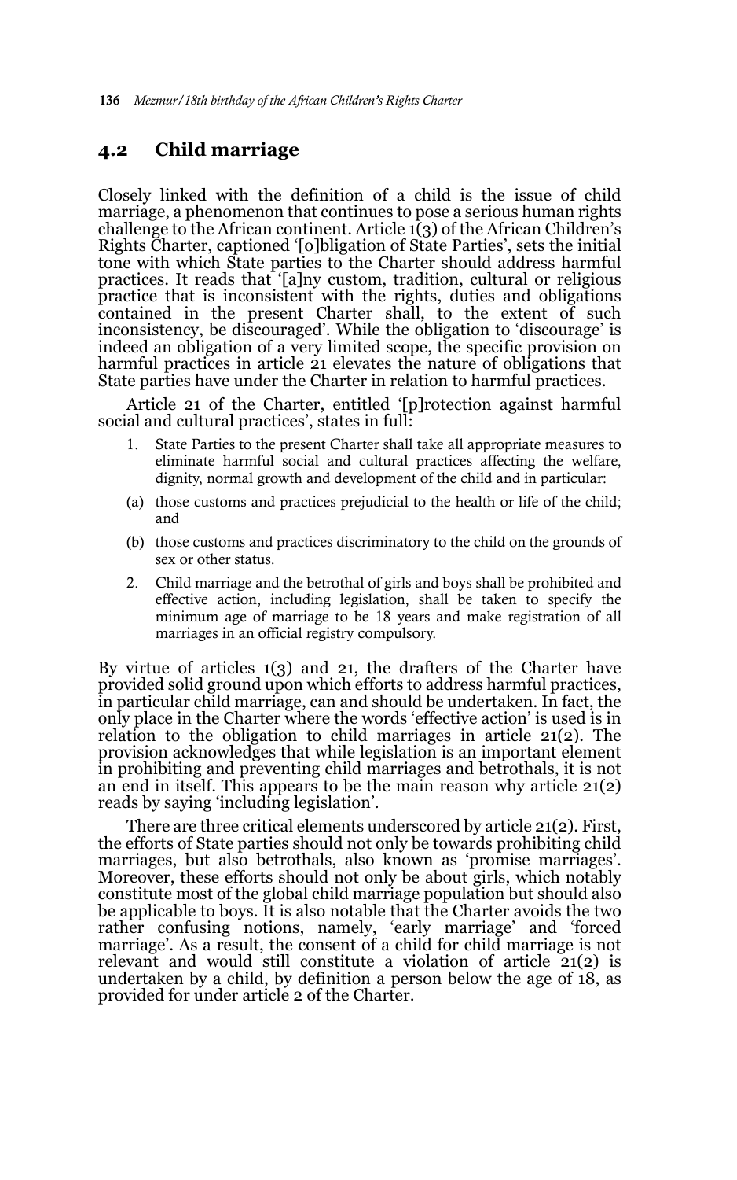## 4.2 Child marriage

Closely linked with the definition of a child is the issue of child marriage, a phenomenon that continues to pose a serious human rights challenge to the African continent. Article 1(3) of the African Children's Rights Charter, captioned '[o]bligation of State Parties', sets the initial tone with which State parties to the Charter should address harmful practices. It reads that '[a]ny custom, tradition, cultural or religious practice that is inconsistent with the rights, duties and obligations contained in the present Charter shall, to the extent of such inconsistency, be discouraged'. While the obligation to 'discourage' is indeed an obligation of a very limited scope, the specific provision on harmful practices in article 21 elevates the nature of obligations that State parties have under the Charter in relation to harmful practices.

Article 21 of the Charter, entitled '[p]rotection against harmful social and cultural practices', states in full:

> 1. State Parties to the present Charter shall take all appropriate measures to eliminate harmful social and cultural practices affecting the welfare, dignity, normal growth and development of the child and in particular:
>
> (a) those customs and practices prejudicial to the health or life of the child; and
>
> (b) those customs and practices discriminatory to the child on the grounds of sex or other status.
>
> 2. Child marriage and the betrothal of girls and boys shall be prohibited and effective action, including legislation, shall be taken to specify the minimum age of marriage to be 18 years and make registration of all marriages in an official registry compulsory.

By virtue of articles 1(3) and 21, the drafters of the Charter have provided solid ground upon which efforts to address harmful practices, in particular child marriage, can and should be undertaken. In fact, the only place in the Charter where the words 'effective action' is used is in relation to the obligation to child marriages in article 21(2). The provision acknowledges that while legislation is an important element in prohibiting and preventing child marriages and betrothals, it is not an end in itself. This appears to be the main reason why article 21(2) reads by saying 'including legislation'.

There are three critical elements underscored by article 21(2). First, the efforts of State parties should not only be towards prohibiting child marriages, but also betrothals, also known as 'promise marriages'. Moreover, these efforts should not only be about girls, which notably constitute most of the global child marriage population but should also be applicable to boys. It is also notable that the Charter avoids the two rather confusing notions, namely, 'early marriage' and 'forced marriage'. As a result, the consent of a child for child marriage is not relevant and would still constitute a violation of article 21(2) is undertaken by a child, by definition a person below the age of 18, as provided for under article 2 of the Charter.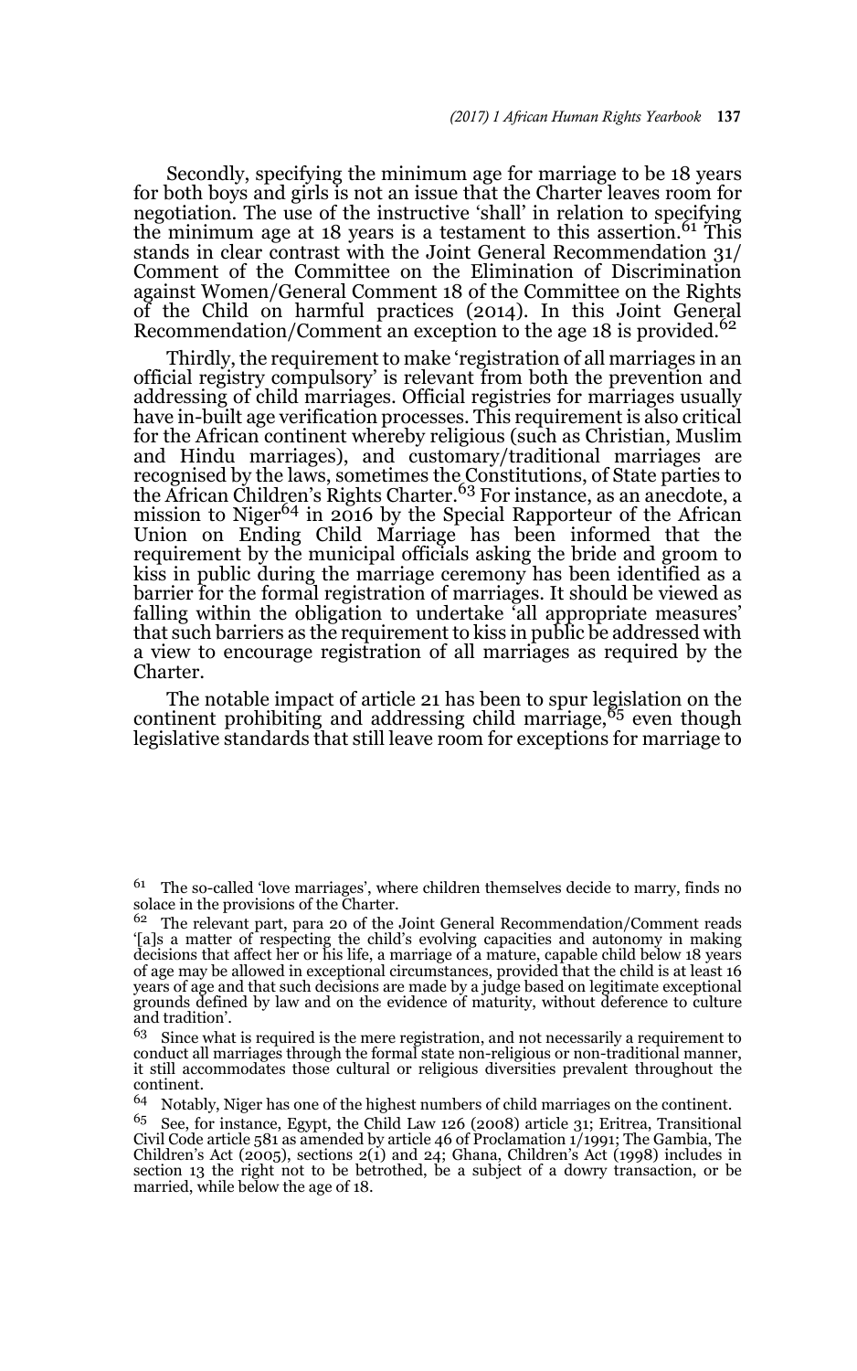Secondly, specifying the minimum age for marriage to be 18 years for both boys and girls is not an issue that the Charter leaves room for negotiation. The use of the instructive 'shall' in relation to specifying the minimum age at 18 years is a testament to this assertion.[61] This stands in clear contrast with the Joint General Recommendation 31/ Comment of the Committee on the Elimination of Discrimination against Women/General Comment 18 of the Committee on the Rights of the Child on harmful practices (2014). In this Joint General Recommendation/Comment an exception to the age 18 is provided.[62]

Thirdly, the requirement to make 'registration of all marriages in an official registry compulsory' is relevant from both the prevention and addressing of child marriages. Official registries for marriages usually have in-built age verification processes. This requirement is also critical for the African continent whereby religious (such as Christian, Muslim and Hindu marriages), and customary/traditional marriages are recognised by the laws, sometimes the Constitutions, of State parties to the African Children's Rights Charter.[63] For instance, as an anecdote, a mission to Niger[64] in 2016 by the Special Rapporteur of the African Union on Ending Child Marriage has been informed that the requirement by the municipal officials asking the bride and groom to kiss in public during the marriage ceremony has been identified as a barrier for the formal registration of marriages. It should be viewed as falling within the obligation to undertake 'all appropriate measures' that such barriers as the requirement to kiss in public be addressed with a view to encourage registration of all marriages as required by the Charter.

The notable impact of article 21 has been to spur legislation on the continent prohibiting and addressing child marriage,[65] even though legislative standards that still leave room for exceptions for marriage to

---

[61] The so-called 'love marriages', where children themselves decide to marry, finds no solace in the provisions of the Charter.

[62] The relevant part, para 20 of the Joint General Recommendation/Comment reads '[a]s a matter of respecting the child's evolving capacities and autonomy in making decisions that affect her or his life, a marriage of a mature, capable child below 18 years of age may be allowed in exceptional circumstances, provided that the child is at least 16 years of age and that such decisions are made by a judge based on legitimate exceptional grounds defined by law and on the evidence of maturity, without deference to culture and tradition'.

[63] Since what is required is the mere registration, and not necessarily a requirement to conduct all marriages through the formal state non-religious or non-traditional manner, it still accommodates those cultural or religious diversities prevalent throughout the continent.

[64] Notably, Niger has one of the highest numbers of child marriages on the continent.

[65] See, for instance, Egypt, the Child Law 126 (2008) article 31; Eritrea, Transitional Civil Code article 581 as amended by article 46 of Proclamation 1/1991; The Gambia, The Children's Act (2005), sections 2(1) and 24; Ghana, Children's Act (1998) includes in section 13 the right not to be betrothed, be a subject of a dowry transaction, or be married, while below the age of 18.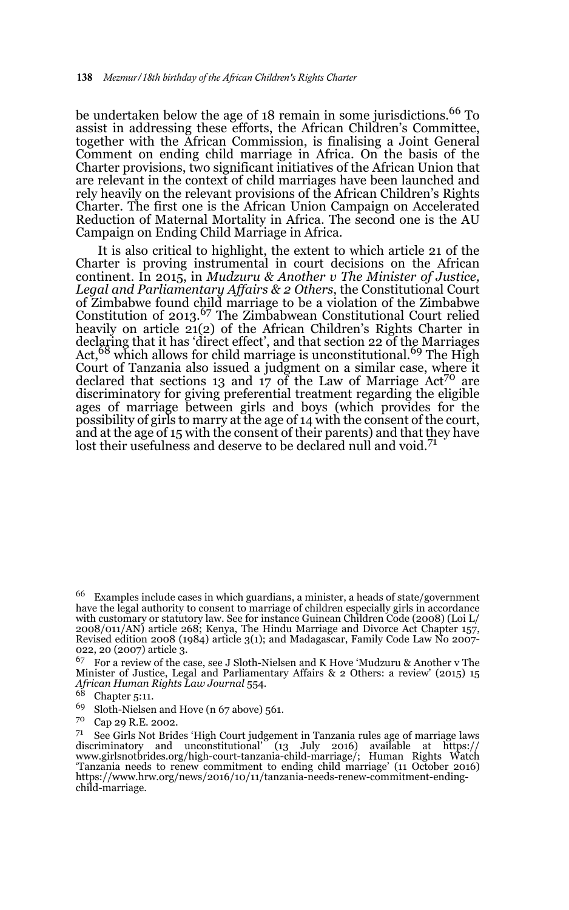be undertaken below the age of 18 remain in some jurisdictions.[66] To assist in addressing these efforts, the African Children's Committee, together with the African Commission, is finalising a Joint General Comment on ending child marriage in Africa. On the basis of the Charter provisions, two significant initiatives of the African Union that are relevant in the context of child marriages have been launched and rely heavily on the relevant provisions of the African Children's Rights Charter. The first one is the African Union Campaign on Accelerated Reduction of Maternal Mortality in Africa. The second one is the AU Campaign on Ending Child Marriage in Africa.

It is also critical to highlight, the extent to which article 21 of the Charter is proving instrumental in court decisions on the African continent. In 2015, in *Mudzuru & Another v The Minister of Justice, Legal and Parliamentary Affairs & 2 Others*, the Constitutional Court of Zimbabwe found child marriage to be a violation of the Zimbabwe Constitution of 2013.[67] The Zimbabwean Constitutional Court relied heavily on article 21(2) of the African Children's Rights Charter in declaring that it has 'direct effect', and that section 22 of the Marriages Act,[68] which allows for child marriage is unconstitutional.[69] The High Court of Tanzania also issued a judgment on a similar case, where it declared that sections 13 and 17 of the Law of Marriage Act[70] are discriminatory for giving preferential treatment regarding the eligible ages of marriage between girls and boys (which provides for the possibility of girls to marry at the age of 14 with the consent of the court, and at the age of 15 with the consent of their parents) and that they have lost their usefulness and deserve to be declared null and void.[71]

---

[66] Examples include cases in which guardians, a minister, a heads of state/government have the legal authority to consent to marriage of children especially girls in accordance with customary or statutory law. See for instance Guinean Children Code (2008) (Loi L/2008/011/AN) article 268; Kenya, The Hindu Marriage and Divorce Act Chapter 157, Revised edition 2008 (1984) article 3(1); and Madagascar, Family Code Law No 2007-022, 20 (2007) article 3.

[67] For a review of the case, see J Sloth-Nielsen and K Hove 'Mudzuru & Another v The Minister of Justice, Legal and Parliamentary Affairs & 2 Others: a review' (2015) 15 *African Human Rights Law Journal* 554.

[68] Chapter 5:11.

[69] Sloth-Nielsen and Hove (n 67 above) 561.

[70] Cap 29 R.E. 2002.

[71] See Girls Not Brides 'High Court judgement in Tanzania rules age of marriage laws discriminatory and unconstitutional' (13 July 2016) available at https://www.girlsnotbrides.org/high-court-tanzania-child-marriage/; Human Rights Watch 'Tanzania needs to renew commitment to ending child marriage' (11 October 2016) https://www.hrw.org/news/2016/10/11/tanzania-needs-renew-commitment-ending-child-marriage.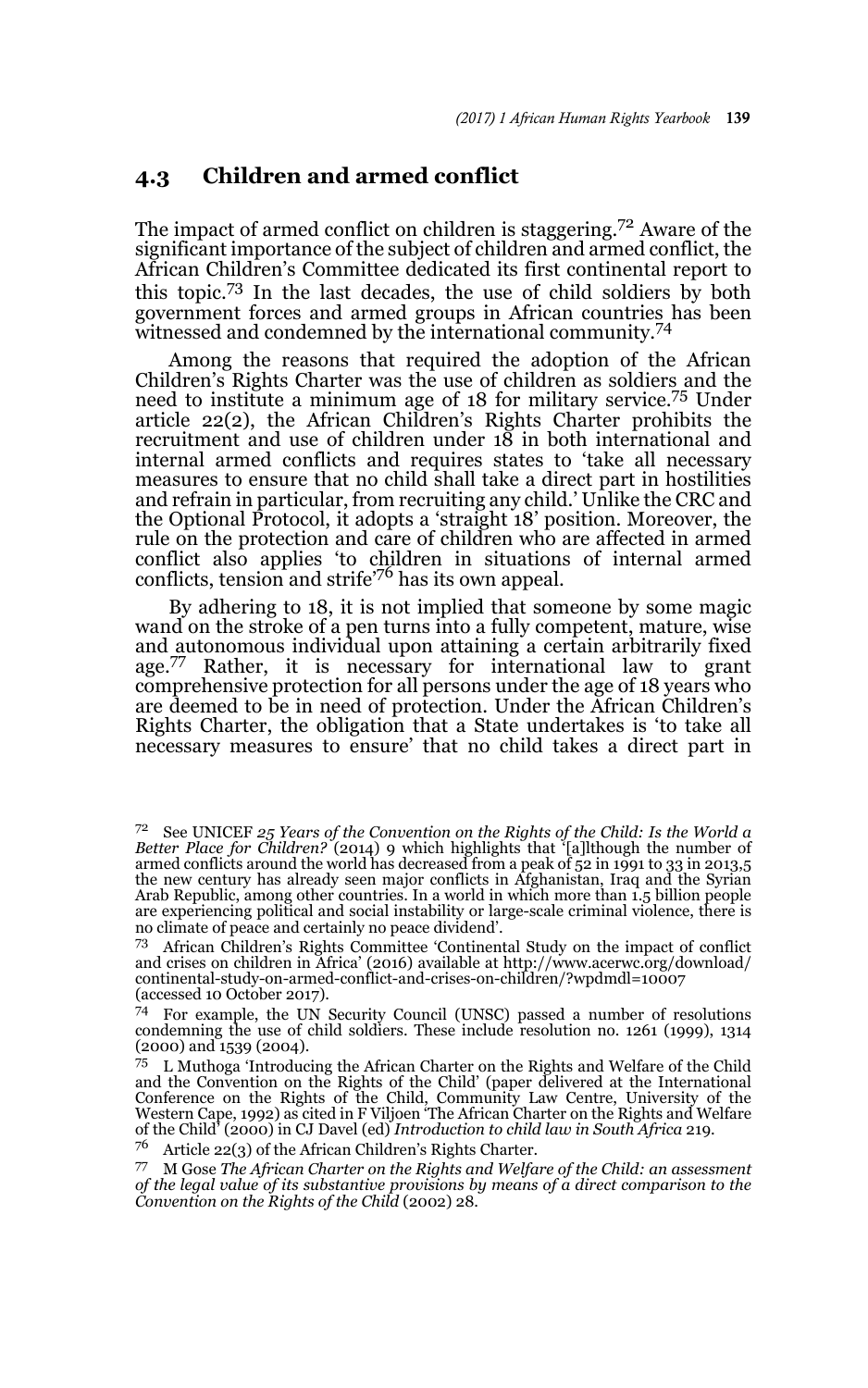## 4.3 Children and armed conflict

The impact of armed conflict on children is staggering.[72] Aware of the significant importance of the subject of children and armed conflict, the African Children's Committee dedicated its first continental report to this topic.[73] In the last decades, the use of child soldiers by both government forces and armed groups in African countries has been witnessed and condemned by the international community.[74]

Among the reasons that required the adoption of the African Children's Rights Charter was the use of children as soldiers and the need to institute a minimum age of 18 for military service.[75] Under article 22(2), the African Children's Rights Charter prohibits the recruitment and use of children under 18 in both international and internal armed conflicts and requires states to 'take all necessary measures to ensure that no child shall take a direct part in hostilities and refrain in particular, from recruiting any child.' Unlike the CRC and the Optional Protocol, it adopts a 'straight 18' position. Moreover, the rule on the protection and care of children who are affected in armed conflict also applies 'to children in situations of internal armed conflicts, tension and strife'[76] has its own appeal.

By adhering to 18, it is not implied that someone by some magic wand on the stroke of a pen turns into a fully competent, mature, wise and autonomous individual upon attaining a certain arbitrarily fixed age.[77] Rather, it is necessary for international law to grant comprehensive protection for all persons under the age of 18 years who are deemed to be in need of protection. Under the African Children's Rights Charter, the obligation that a State undertakes is 'to take all necessary measures to ensure' that no child takes a direct part in

---

[72] See UNICEF *25 Years of the Convention on the Rights of the Child: Is the World a Better Place for Children?* (2014) 9 which highlights that '[a]lthough the number of armed conflicts around the world has decreased from a peak of 52 in 1991 to 33 in 2013,5 the new century has already seen major conflicts in Afghanistan, Iraq and the Syrian Arab Republic, among other countries. In a world in which more than 1.5 billion people are experiencing political and social instability or large-scale criminal violence, there is no climate of peace and certainly no peace dividend'.

[73] African Children's Rights Committee 'Continental Study on the impact of conflict and crises on children in Africa' (2016) available at http://www.acerwc.org/download/continental-study-on-armed-conflict-and-crises-on-children/?wpdmdl=10007 (accessed 10 October 2017).

[74] For example, the UN Security Council (UNSC) passed a number of resolutions condemning the use of child soldiers. These include resolution no. 1261 (1999), 1314 (2000) and 1539 (2004).

[75] L Muthoga 'Introducing the African Charter on the Rights and Welfare of the Child and the Convention on the Rights of the Child' (paper delivered at the International Conference on the Rights of the Child, Community Law Centre, University of the Western Cape, 1992) as cited in F Viljoen 'The African Charter on the Rights and Welfare of the Child' (2000) in CJ Davel (ed) *Introduction to child law in South Africa* 219.

[76] Article 22(3) of the African Children's Rights Charter.

[77] M Gose *The African Charter on the Rights and Welfare of the Child: an assessment of the legal value of its substantive provisions by means of a direct comparison to the Convention on the Rights of the Child* (2002) 28.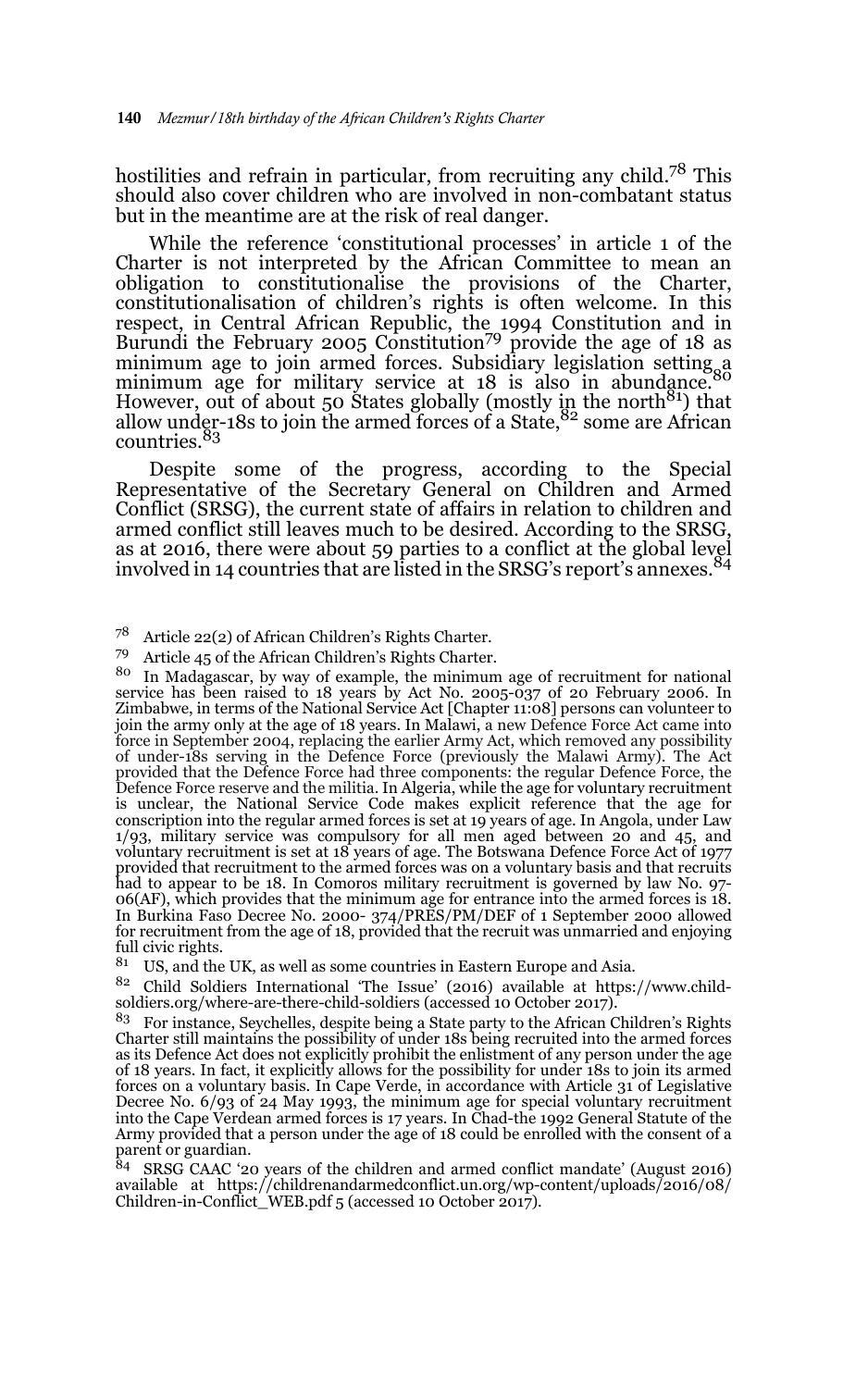hostilities and refrain in particular, from recruiting any child.[78] This should also cover children who are involved in non-combatant status but in the meantime are at the risk of real danger.

While the reference 'constitutional processes' in article 1 of the Charter is not interpreted by the African Committee to mean an obligation to constitutionalise the provisions of the Charter, constitutionalisation of children's rights is often welcome. In this respect, in Central African Republic, the 1994 Constitution and in Burundi the February 2005 Constitution[79] provide the age of 18 as minimum age to join armed forces. Subsidiary legislation setting a minimum age for military service at 18 is also in abundance.[80] However, out of about 50 States globally (mostly in the north[81]) that allow under-18s to join the armed forces of a State,[82] some are African countries.[83]

Despite some of the progress, according to the Special Representative of the Secretary General on Children and Armed Conflict (SRSG), the current state of affairs in relation to children and armed conflict still leaves much to be desired. According to the SRSG, as at 2016, there were about 59 parties to a conflict at the global level involved in 14 countries that are listed in the SRSG's report's annexes.[84]

---

[78] Article 22(2) of African Children's Rights Charter.

[79] Article 45 of the African Children's Rights Charter.

[80] In Madagascar, by way of example, the minimum age of recruitment for national service has been raised to 18 years by Act No. 2005-037 of 20 February 2006. In Zimbabwe, in terms of the National Service Act [Chapter 11:08] persons can volunteer to join the army only at the age of 18 years. In Malawi, a new Defence Force Act came into force in September 2004, replacing the earlier Army Act, which removed any possibility of under-18s serving in the Defence Force (previously the Malawi Army). The Act provided that the Defence Force had three components: the regular Defence Force, the Defence Force reserve and the militia. In Algeria, while the age for voluntary recruitment is unclear, the National Service Code makes explicit reference that the age for conscription into the regular armed forces is set at 19 years of age. In Angola, under Law 1/93, military service was compulsory for all men aged between 20 and 45, and voluntary recruitment is set at 18 years of age. The Botswana Defence Force Act of 1977 provided that recruitment to the armed forces was on a voluntary basis and that recruits had to appear to be 18. In Comoros military recruitment is governed by law No. 97-06(AF), which provides that the minimum age for entrance into the armed forces is 18. In Burkina Faso Decree No. 2000- 374/PRES/PM/DEF of 1 September 2000 allowed for recruitment from the age of 18, provided that the recruit was unmarried and enjoying full civic rights.

[81] US, and the UK, as well as some countries in Eastern Europe and Asia.

[82] Child Soldiers International 'The Issue' (2016) available at https://www.child-soldiers.org/where-are-there-child-soldiers (accessed 10 October 2017).

[83] For instance, Seychelles, despite being a State party to the African Children's Rights Charter still maintains the possibility of under 18s being recruited into the armed forces as its Defence Act does not explicitly prohibit the enlistment of any person under the age of 18 years. In fact, it explicitly allows for the possibility for under 18s to join its armed forces on a voluntary basis. In Cape Verde, in accordance with Article 31 of Legislative Decree No. 6/93 of 24 May 1993, the minimum age for special voluntary recruitment into the Cape Verdean armed forces is 17 years. In Chad-the 1992 General Statute of the Army provided that a person under the age of 18 could be enrolled with the consent of a parent or guardian.

[84] SRSG CAAC '20 years of the children and armed conflict mandate' (August 2016) available at https://childrenandarmedconflict.un.org/wp-content/uploads/2016/08/Children-in-Conflict_WEB.pdf 5 (accessed 10 October 2017).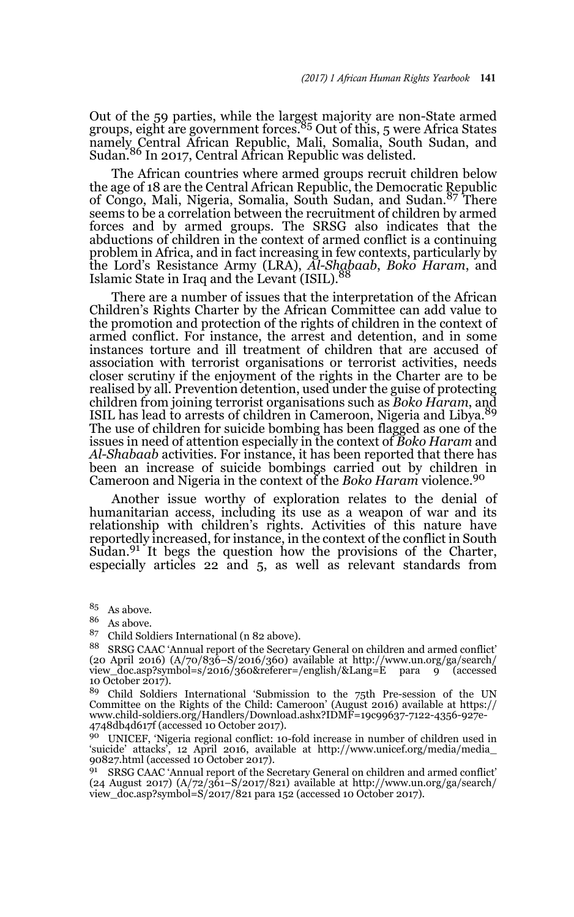Out of the 59 parties, while the largest majority are non-State armed groups, eight are government forces.[85] Out of this, 5 were Africa States namely Central African Republic, Mali, Somalia, South Sudan, and Sudan.[86] In 2017, Central African Republic was delisted.

The African countries where armed groups recruit children below the age of 18 are the Central African Republic, the Democratic Republic of Congo, Mali, Nigeria, Somalia, South Sudan, and Sudan.[87] There seems to be a correlation between the recruitment of children by armed forces and by armed groups. The SRSG also indicates that the abductions of children in the context of armed conflict is a continuing problem in Africa, and in fact increasing in few contexts, particularly by the Lord's Resistance Army (LRA), *Al-Shabaab*, *Boko Haram*, and Islamic State in Iraq and the Levant (ISIL).[88]

There are a number of issues that the interpretation of the African Children's Rights Charter by the African Committee can add value to the promotion and protection of the rights of children in the context of armed conflict. For instance, the arrest and detention, and in some instances torture and ill treatment of children that are accused of association with terrorist organisations or terrorist activities, needs closer scrutiny if the enjoyment of the rights in the Charter are to be realised by all. Prevention detention, used under the guise of protecting children from joining terrorist organisations such as *Boko Haram*, and ISIL has lead to arrests of children in Cameroon, Nigeria and Libya.[89] The use of children for suicide bombing has been flagged as one of the issues in need of attention especially in the context of *Boko Haram* and *Al-Shabaab* activities. For instance, it has been reported that there has been an increase of suicide bombings carried out by children in Cameroon and Nigeria in the context of the *Boko Haram* violence.[90]

Another issue worthy of exploration relates to the denial of humanitarian access, including its use as a weapon of war and its relationship with children's rights. Activities of this nature have reportedly increased, for instance, in the context of the conflict in South Sudan.[91] It begs the question how the provisions of the Charter, especially articles 22 and 5, as well as relevant standards from

---

[85] As above.

[86] As above.

[87] Child Soldiers International (n 82 above).

[88] SRSG CAAC 'Annual report of the Secretary General on children and armed conflict' (20 April 2016) (A/70/836–S/2016/360) available at http://www.un.org/ga/search/view_doc.asp?symbol=s/2016/360&referer=/english/&Lang=E para 9 (accessed 10 October 2017).

[89] Child Soldiers International 'Submission to the 75th Pre-session of the UN Committee on the Rights of the Child: Cameroon' (August 2016) available at https://www.child-soldiers.org/Handlers/Download.ashx?IDMF=19c99637-7122-4356-927e-4748db4d617f (accessed 10 October 2017).

[90] UNICEF, 'Nigeria regional conflict: 10-fold increase in number of children used in 'suicide' attacks', 12 April 2016, available at http://www.unicef.org/media/media_90827.html (accessed 10 October 2017).

[91] SRSG CAAC 'Annual report of the Secretary General on children and armed conflict' (24 August 2017) (A/72/361–S/2017/821) available at http://www.un.org/ga/search/view_doc.asp?symbol=S/2017/821 para 152 (accessed 10 October 2017).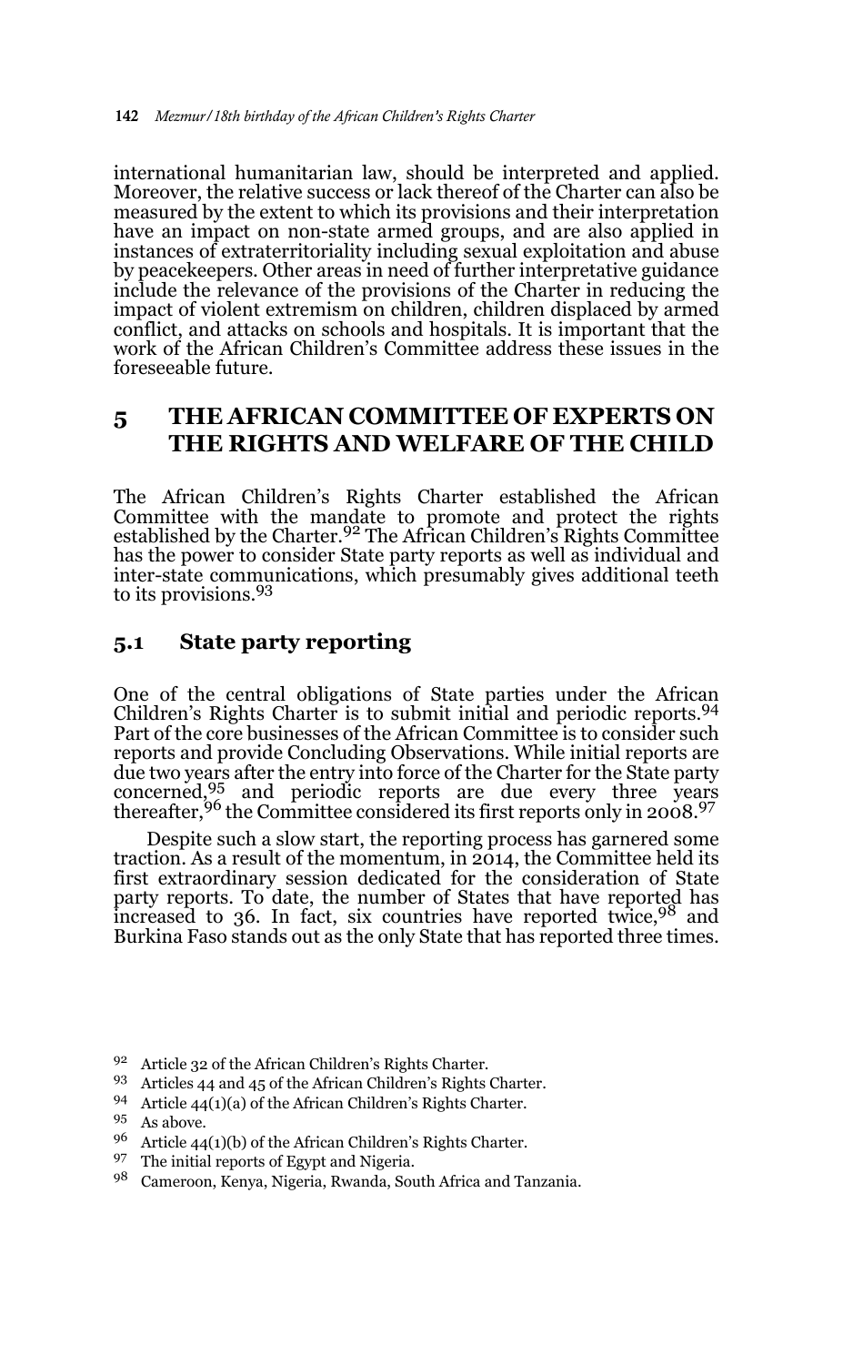international humanitarian law, should be interpreted and applied. Moreover, the relative success or lack thereof of the Charter can also be measured by the extent to which its provisions and their interpretation have an impact on non-state armed groups, and are also applied in instances of extraterritoriality including sexual exploitation and abuse by peacekeepers. Other areas in need of further interpretative guidance include the relevance of the provisions of the Charter in reducing the impact of violent extremism on children, children displaced by armed conflict, and attacks on schools and hospitals. It is important that the work of the African Children's Committee address these issues in the foreseeable future.

## 5 THE AFRICAN COMMITTEE OF EXPERTS ON THE RIGHTS AND WELFARE OF THE CHILD

The African Children's Rights Charter established the African Committee with the mandate to promote and protect the rights established by the Charter.[92] The African Children's Rights Committee has the power to consider State party reports as well as individual and inter-state communications, which presumably gives additional teeth to its provisions.[93]

### 5.1 State party reporting

One of the central obligations of State parties under the African Children's Rights Charter is to submit initial and periodic reports.[94] Part of the core businesses of the African Committee is to consider such reports and provide Concluding Observations. While initial reports are due two years after the entry into force of the Charter for the State party concerned,[95] and periodic reports are due every three years thereafter,[96] the Committee considered its first reports only in 2008.[97]

Despite such a slow start, the reporting process has garnered some traction. As a result of the momentum, in 2014, the Committee held its first extraordinary session dedicated for the consideration of State party reports. To date, the number of States that have reported has increased to 36. In fact, six countries have reported twice,[98] and Burkina Faso stands out as the only State that has reported three times.

[92] Article 32 of the African Children's Rights Charter.

[93] Articles 44 and 45 of the African Children's Rights Charter.

[94] Article 44(1)(a) of the African Children's Rights Charter.

[95] As above.

[96] Article 44(1)(b) of the African Children's Rights Charter.

[97] The initial reports of Egypt and Nigeria.

[98] Cameroon, Kenya, Nigeria, Rwanda, South Africa and Tanzania.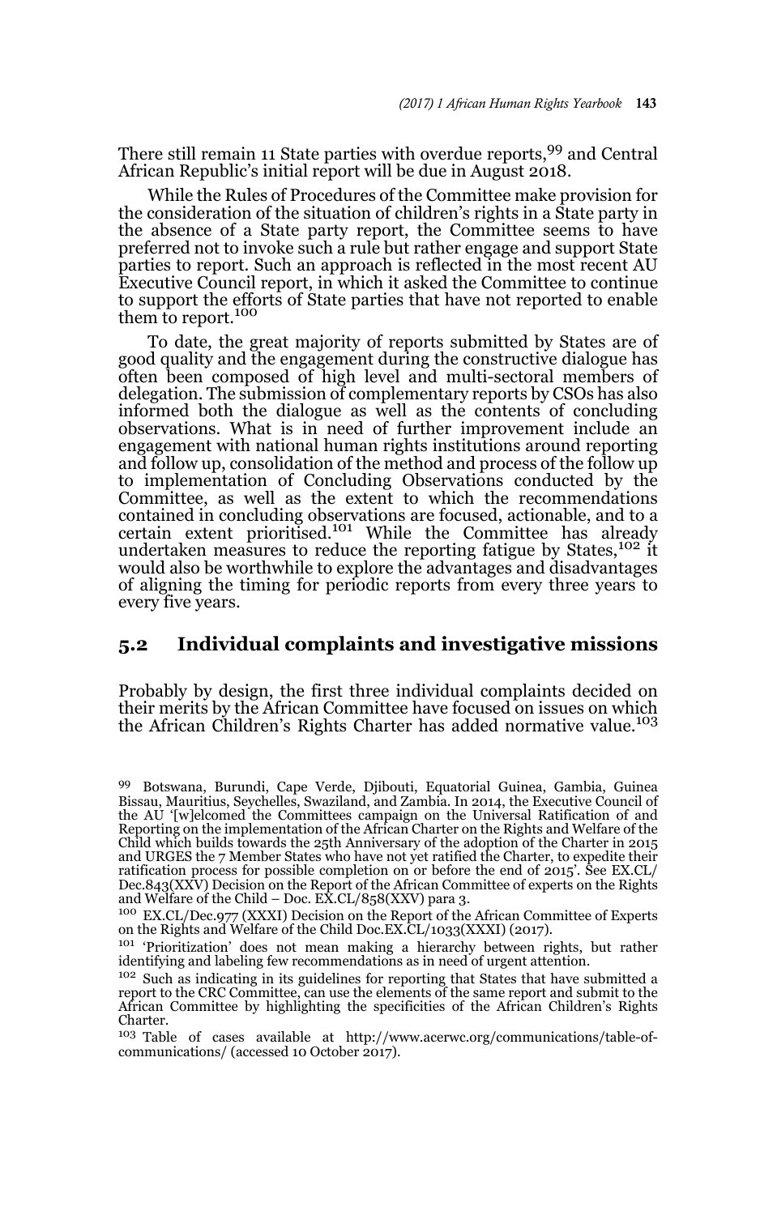There still remain 11 State parties with overdue reports,[99] and Central African Republic's initial report will be due in August 2018.

While the Rules of Procedures of the Committee make provision for the consideration of the situation of children's rights in a State party in the absence of a State party report, the Committee seems to have preferred not to invoke such a rule but rather engage and support State parties to report. Such an approach is reflected in the most recent AU Executive Council report, in which it asked the Committee to continue to support the efforts of State parties that have not reported to enable them to report.[100]

To date, the great majority of reports submitted by States are of good quality and the engagement during the constructive dialogue has often been composed of high level and multi-sectoral members of delegation. The submission of complementary reports by CSOs has also informed both the dialogue as well as the contents of concluding observations. What is in need of further improvement include an engagement with national human rights institutions around reporting and follow up, consolidation of the method and process of the follow up to implementation of Concluding Observations conducted by the Committee, as well as the extent to which the recommendations contained in concluding observations are focused, actionable, and to a certain extent prioritised.[101] While the Committee has already undertaken measures to reduce the reporting fatigue by States,[102] it would also be worthwhile to explore the advantages and disadvantages of aligning the timing for periodic reports from every three years to every five years.

## 5.2 Individual complaints and investigative missions

Probably by design, the first three individual complaints decided on their merits by the African Committee have focused on issues on which the African Children's Rights Charter has added normative value.[103]

---

[99] Botswana, Burundi, Cape Verde, Djibouti, Equatorial Guinea, Gambia, Guinea Bissau, Mauritius, Seychelles, Swaziland, and Zambia. In 2014, the Executive Council of the AU '[w]elcomed the Committees campaign on the Universal Ratification of and Reporting on the implementation of the African Charter on the Rights and Welfare of the Child which builds towards the 25th Anniversary of the adoption of the Charter in 2015 and URGES the 7 Member States who have not yet ratified the Charter, to expedite their ratification process for possible completion on or before the end of 2015'. See EX.CL/Dec.843(XXV) Decision on the Report of the African Committee of experts on the Rights and Welfare of the Child – Doc. EX.CL/858(XXV) para 3.

[100] EX.CL/Dec.977 (XXXI) Decision on the Report of the African Committee of Experts on the Rights and Welfare of the Child Doc.EX.CL/1033(XXXI) (2017).

[101] 'Prioritization' does not mean making a hierarchy between rights, but rather identifying and labeling few recommendations as in need of urgent attention.

[102] Such as indicating in its guidelines for reporting that States that have submitted a report to the CRC Committee, can use the elements of the same report and submit to the African Committee by highlighting the specificities of the African Children's Rights Charter.

[103] Table of cases available at http://www.acerwc.org/communications/table-of-communications/ (accessed 10 October 2017).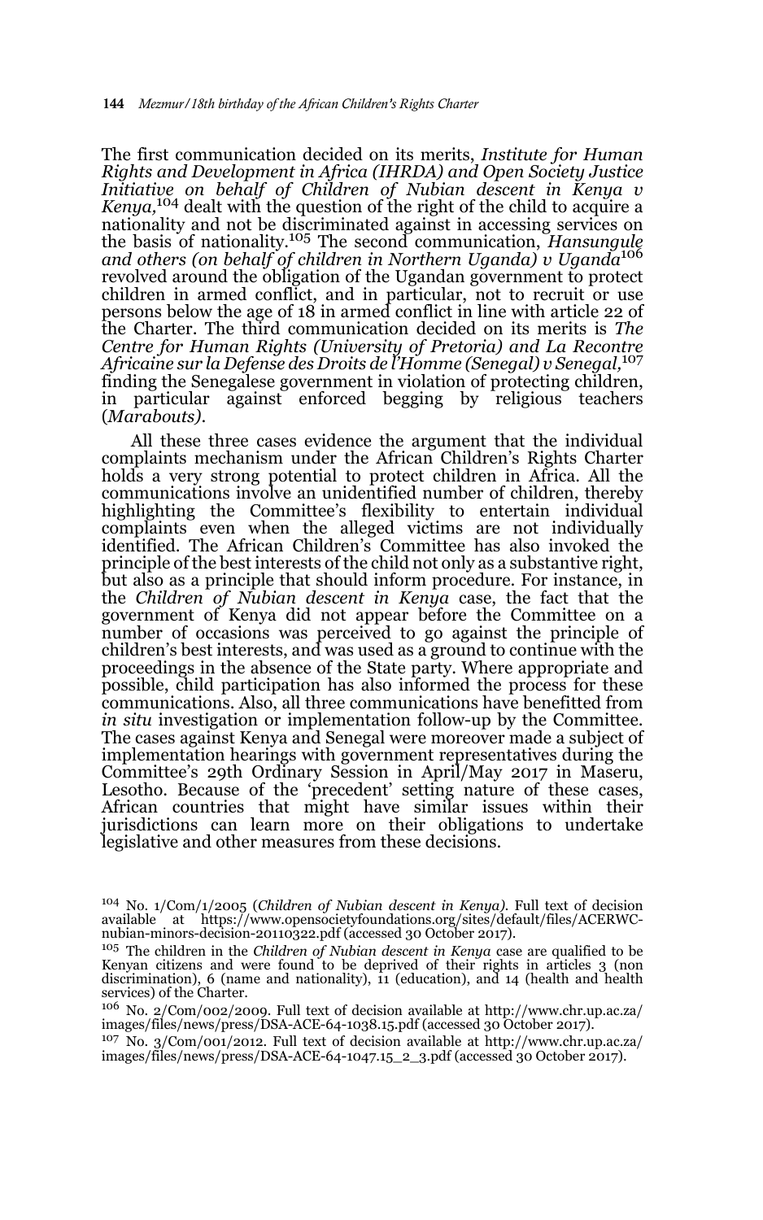The first communication decided on its merits, *Institute for Human Rights and Development in Africa (IHRDA) and Open Society Justice Initiative on behalf of Children of Nubian descent in Kenya v Kenya,*[104] dealt with the question of the right of the child to acquire a nationality and not be discriminated against in accessing services on the basis of nationality.[105] The second communication, *Hansungule and others (on behalf of children in Northern Uganda) v Uganda*[106] revolved around the obligation of the Ugandan government to protect children in armed conflict, and in particular, not to recruit or use persons below the age of 18 in armed conflict in line with article 22 of the Charter. The third communication decided on its merits is *The Centre for Human Rights (University of Pretoria) and La Recontre Africaine sur la Defense des Droits de l'Homme (Senegal) v Senegal,*[107] finding the Senegalese government in violation of protecting children, in particular against enforced begging by religious teachers (*Marabouts*).

All these three cases evidence the argument that the individual complaints mechanism under the African Children's Rights Charter holds a very strong potential to protect children in Africa. All the communications involve an unidentified number of children, thereby highlighting the Committee's flexibility to entertain individual complaints even when the alleged victims are not individually identified. The African Children's Committee has also invoked the principle of the best interests of the child not only as a substantive right, but also as a principle that should inform procedure. For instance, in the *Children of Nubian descent in Kenya* case, the fact that the government of Kenya did not appear before the Committee on a number of occasions was perceived to go against the principle of children's best interests, and was used as a ground to continue with the proceedings in the absence of the State party. Where appropriate and possible, child participation has also informed the process for these communications. Also, all three communications have benefitted from *in situ* investigation or implementation follow-up by the Committee. The cases against Kenya and Senegal were moreover made a subject of implementation hearings with government representatives during the Committee's 29th Ordinary Session in April/May 2017 in Maseru, Lesotho. Because of the 'precedent' setting nature of these cases, African countries that might have similar issues within their jurisdictions can learn more on their obligations to undertake legislative and other measures from these decisions.

---

[104] No. 1/Com/1/2005 (*Children of Nubian descent in Kenya*). Full text of decision available at https://www.opensocietyfoundations.org/sites/default/files/ACERWC-nubian-minors-decision-20110322.pdf (accessed 30 October 2017).

[105] The children in the *Children of Nubian descent in Kenya* case are qualified to be Kenyan citizens and were found to be deprived of their rights in articles 3 (non discrimination), 6 (name and nationality), 11 (education), and 14 (health and health services) of the Charter.

[106] No. 2/Com/002/2009. Full text of decision available at http://www.chr.up.ac.za/images/files/news/press/DSA-ACE-64-1038.15.pdf (accessed 30 October 2017).

[107] No. 3/Com/001/2012. Full text of decision available at http://www.chr.up.ac.za/images/files/news/press/DSA-ACE-64-1047.15_2_3.pdf (accessed 30 October 2017).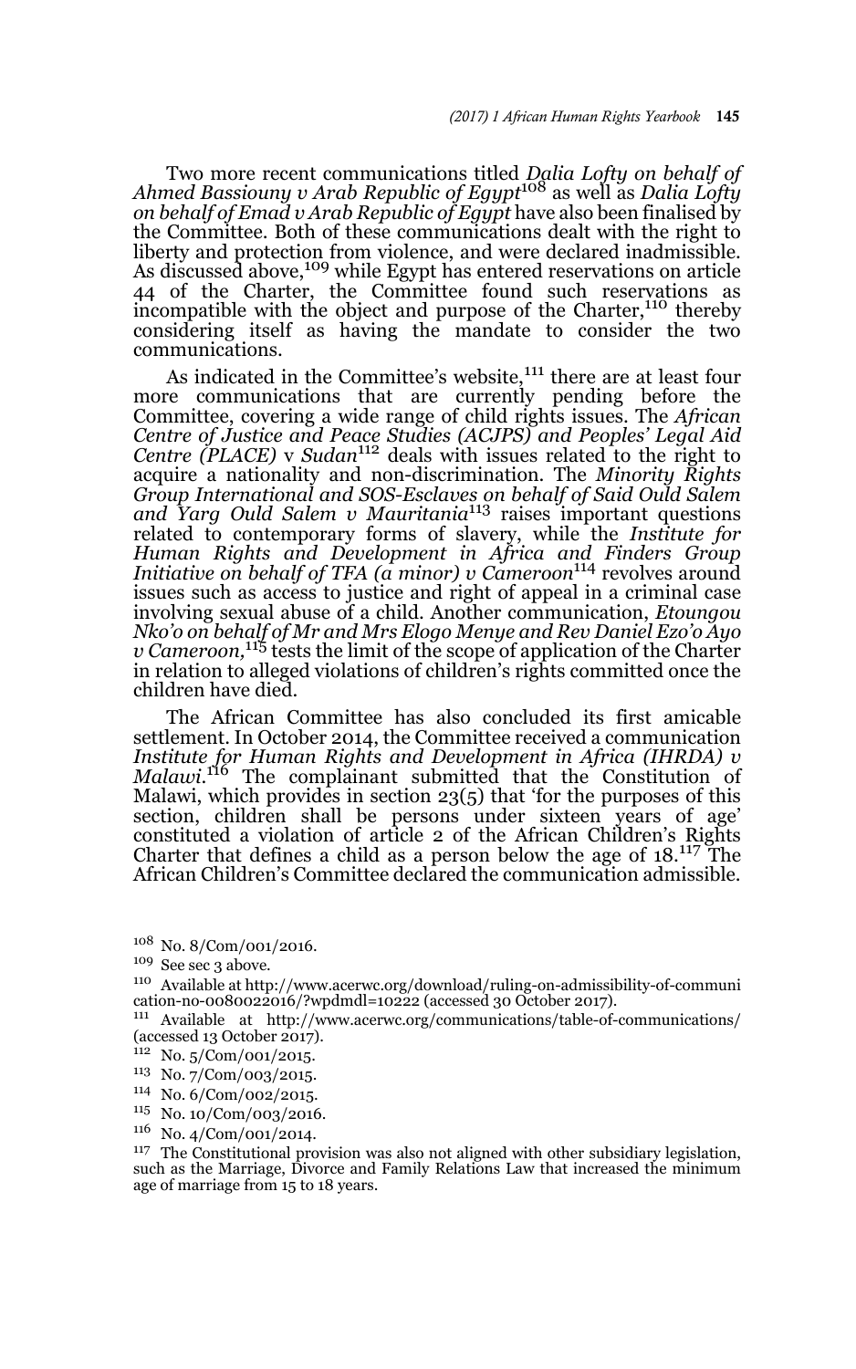Two more recent communications titled *Dalia Lofty on behalf of Ahmed Bassiouny v Arab Republic of Egypt*[108] as well as *Dalia Lofty on behalf of Emad v Arab Republic of Egypt* have also been finalised by the Committee. Both of these communications dealt with the right to liberty and protection from violence, and were declared inadmissible. As discussed above,[109] while Egypt has entered reservations on article 44 of the Charter, the Committee found such reservations as incompatible with the object and purpose of the Charter,[110] thereby considering itself as having the mandate to consider the two communications.

As indicated in the Committee's website,[111] there are at least four more communications that are currently pending before the Committee, covering a wide range of child rights issues. The *African Centre of Justice and Peace Studies (ACJPS) and Peoples' Legal Aid Centre (PLACE)* v *Sudan*[112] deals with issues related to the right to acquire a nationality and non-discrimination. The *Minority Rights Group International and SOS-Esclaves on behalf of Said Ould Salem and Yarg Ould Salem v Mauritania*[113] raises important questions related to contemporary forms of slavery, while the *Institute for Human Rights and Development in Africa and Finders Group Initiative on behalf of TFA (a minor) v Cameroon*[114] revolves around issues such as access to justice and right of appeal in a criminal case involving sexual abuse of a child. Another communication, *Etoungou Nko'o on behalf of Mr and Mrs Elogo Menye and Rev Daniel Ezo'o Ayo v Cameroon,*[115] tests the limit of the scope of application of the Charter in relation to alleged violations of children's rights committed once the children have died.

The African Committee has also concluded its first amicable settlement. In October 2014, the Committee received a communication *Institute for Human Rights and Development in Africa (IHRDA) v Malawi*.[116] The complainant submitted that the Constitution of Malawi, which provides in section 23(5) that 'for the purposes of this section, children shall be persons under sixteen years of age' constituted a violation of article 2 of the African Children's Rights Charter that defines a child as a person below the age of 18.[117] The African Children's Committee declared the communication admissible.

---

108 No. 8/Com/001/2016.

109 See sec 3 above.

110 Available at http://www.acerwc.org/download/ruling-on-admissibility-of-communication-no-0080022016/?wpdmdl=10222 (accessed 30 October 2017).

111 Available at http://www.acerwc.org/communications/table-of-communications/ (accessed 13 October 2017).

112 No. 5/Com/001/2015.

113 No. 7/Com/003/2015.

114 No. 6/Com/002/2015.

115 No. 10/Com/003/2016.

116 No. 4/Com/001/2014.

117 The Constitutional provision was also not aligned with other subsidiary legislation, such as the Marriage, Divorce and Family Relations Law that increased the minimum age of marriage from 15 to 18 years.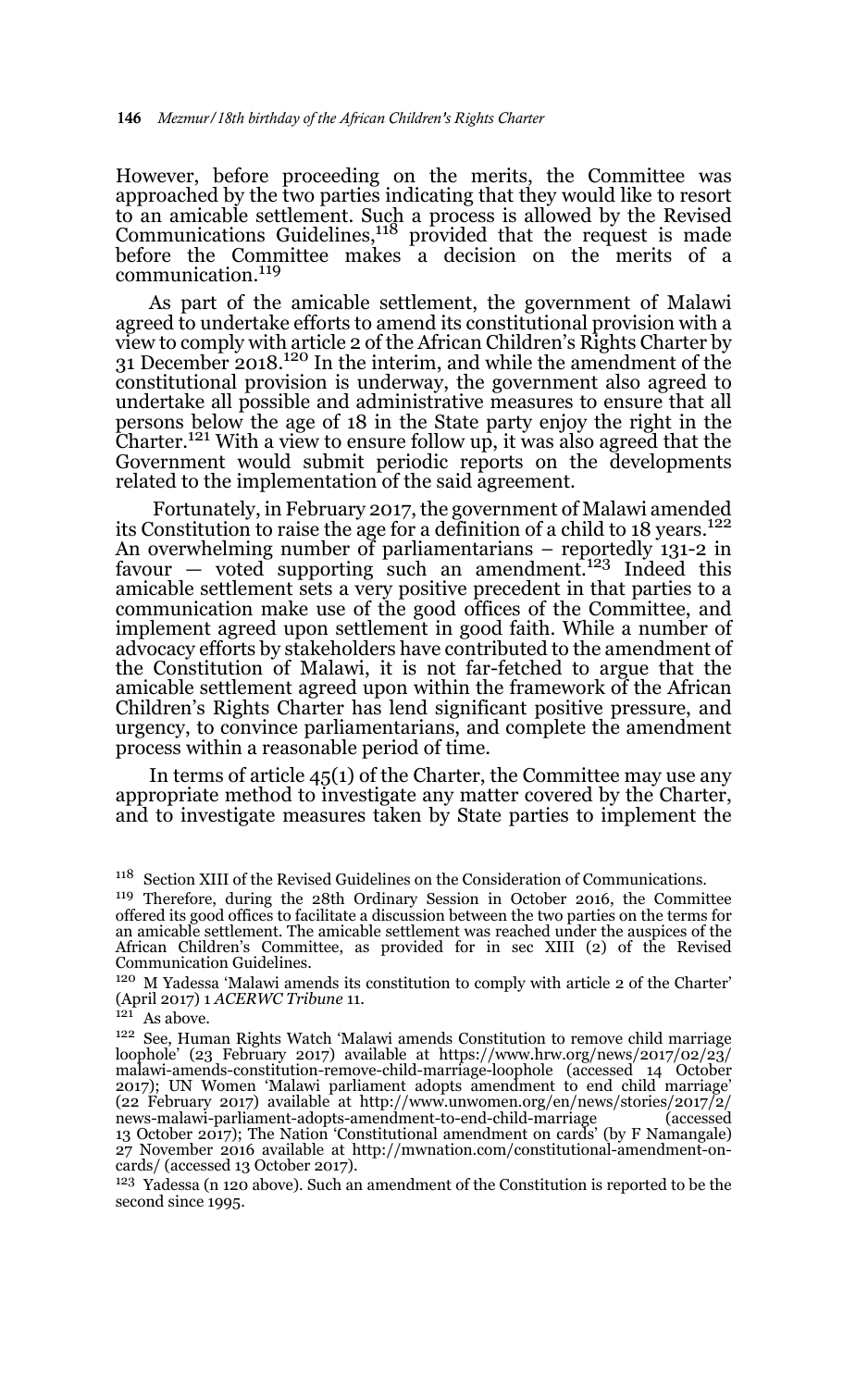However, before proceeding on the merits, the Committee was approached by the two parties indicating that they would like to resort to an amicable settlement. Such a process is allowed by the Revised Communications Guidelines,[118] provided that the request is made before the Committee makes a decision on the merits of a communication.[119]

As part of the amicable settlement, the government of Malawi agreed to undertake efforts to amend its constitutional provision with a view to comply with article 2 of the African Children's Rights Charter by 31 December 2018.[120] In the interim, and while the amendment of the constitutional provision is underway, the government also agreed to undertake all possible and administrative measures to ensure that all persons below the age of 18 in the State party enjoy the right in the Charter.[121] With a view to ensure follow up, it was also agreed that the Government would submit periodic reports on the developments related to the implementation of the said agreement.

Fortunately, in February 2017, the government of Malawi amended its Constitution to raise the age for a definition of a child to 18 years.[122] An overwhelming number of parliamentarians – reportedly 131-2 in favour — voted supporting such an amendment.[123] Indeed this amicable settlement sets a very positive precedent in that parties to a communication make use of the good offices of the Committee, and implement agreed upon settlement in good faith. While a number of advocacy efforts by stakeholders have contributed to the amendment of the Constitution of Malawi, it is not far-fetched to argue that the amicable settlement agreed upon within the framework of the African Children's Rights Charter has lend significant positive pressure, and urgency, to convince parliamentarians, and complete the amendment process within a reasonable period of time.

In terms of article 45(1) of the Charter, the Committee may use any appropriate method to investigate any matter covered by the Charter, and to investigate measures taken by State parties to implement the

---

[118] Section XIII of the Revised Guidelines on the Consideration of Communications.

[119] Therefore, during the 28th Ordinary Session in October 2016, the Committee offered its good offices to facilitate a discussion between the two parties on the terms for an amicable settlement. The amicable settlement was reached under the auspices of the African Children's Committee, as provided for in sec XIII (2) of the Revised Communication Guidelines.

[120] M Yadessa 'Malawi amends its constitution to comply with article 2 of the Charter' (April 2017) 1 *ACERWC Tribune* 11.

[121] As above.

[122] See, Human Rights Watch 'Malawi amends Constitution to remove child marriage loophole' (23 February 2017) available at https://www.hrw.org/news/2017/02/23/malawi-amends-constitution-remove-child-marriage-loophole (accessed 14 October 2017); UN Women 'Malawi parliament adopts amendment to end child marriage' (22 February 2017) available at http://www.unwomen.org/en/news/stories/2017/2/news-malawi-parliament-adopts-amendment-to-end-child-marriage (accessed 13 October 2017); The Nation 'Constitutional amendment on cards' (by F Namangale) 27 November 2016 available at http://mwnation.com/constitutional-amendment-on-cards/ (accessed 13 October 2017).

[123] Yadessa (n 120 above). Such an amendment of the Constitution is reported to be the second since 1995.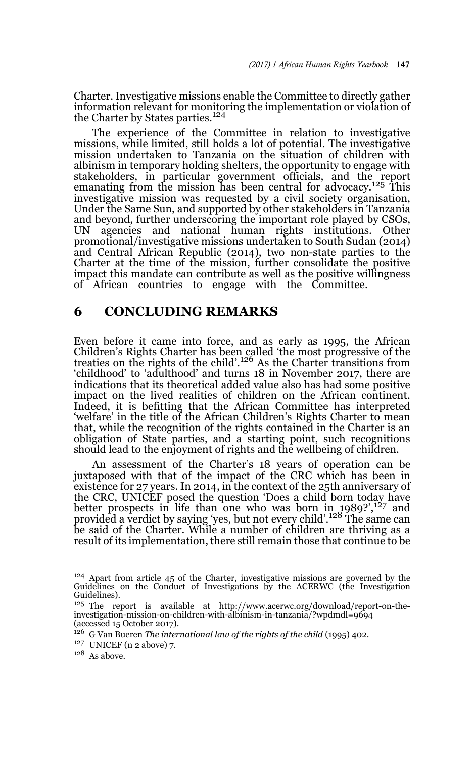Charter. Investigative missions enable the Committee to directly gather information relevant for monitoring the implementation or violation of the Charter by States parties.[124]

The experience of the Committee in relation to investigative missions, while limited, still holds a lot of potential. The investigative mission undertaken to Tanzania on the situation of children with albinism in temporary holding shelters, the opportunity to engage with stakeholders, in particular government officials, and the report emanating from the mission has been central for advocacy.[125] This investigative mission was requested by a civil society organisation, Under the Same Sun, and supported by other stakeholders in Tanzania and beyond, further underscoring the important role played by CSOs, UN agencies and national human rights institutions. Other promotional/investigative missions undertaken to South Sudan (2014) and Central African Republic (2014), two non-state parties to the Charter at the time of the mission, further consolidate the positive impact this mandate can contribute as well as the positive willingness of African countries to engage with the Committee.

## 6 CONCLUDING REMARKS

Even before it came into force, and as early as 1995, the African Children's Rights Charter has been called 'the most progressive of the treaties on the rights of the child'.[126] As the Charter transitions from 'childhood' to 'adulthood' and turns 18 in November 2017, there are indications that its theoretical added value also has had some positive impact on the lived realities of children on the African continent. Indeed, it is befitting that the African Committee has interpreted 'welfare' in the title of the African Children's Rights Charter to mean that, while the recognition of the rights contained in the Charter is an obligation of State parties, and a starting point, such recognitions should lead to the enjoyment of rights and the wellbeing of children.

An assessment of the Charter's 18 years of operation can be juxtaposed with that of the impact of the CRC which has been in existence for 27 years. In 2014, in the context of the 25th anniversary of the CRC, UNICEF posed the question 'Does a child born today have better prospects in life than one who was born in 1989?',[127] and provided a verdict by saying 'yes, but not every child'.[128] The same can be said of the Charter. While a number of children are thriving as a result of its implementation, there still remain those that continue to be

---

[124] Apart from article 45 of the Charter, investigative missions are governed by the Guidelines on the Conduct of Investigations by the ACERWC (the Investigation Guidelines).

[125] The report is available at http://www.acerwc.org/download/report-on-the-investigation-mission-on-children-with-albinism-in-tanzania/?wpdmdl=9694 (accessed 15 October 2017).

[126] G Van Bueren *The international law of the rights of the child* (1995) 402.

[127] UNICEF (n 2 above) 7.

[128] As above.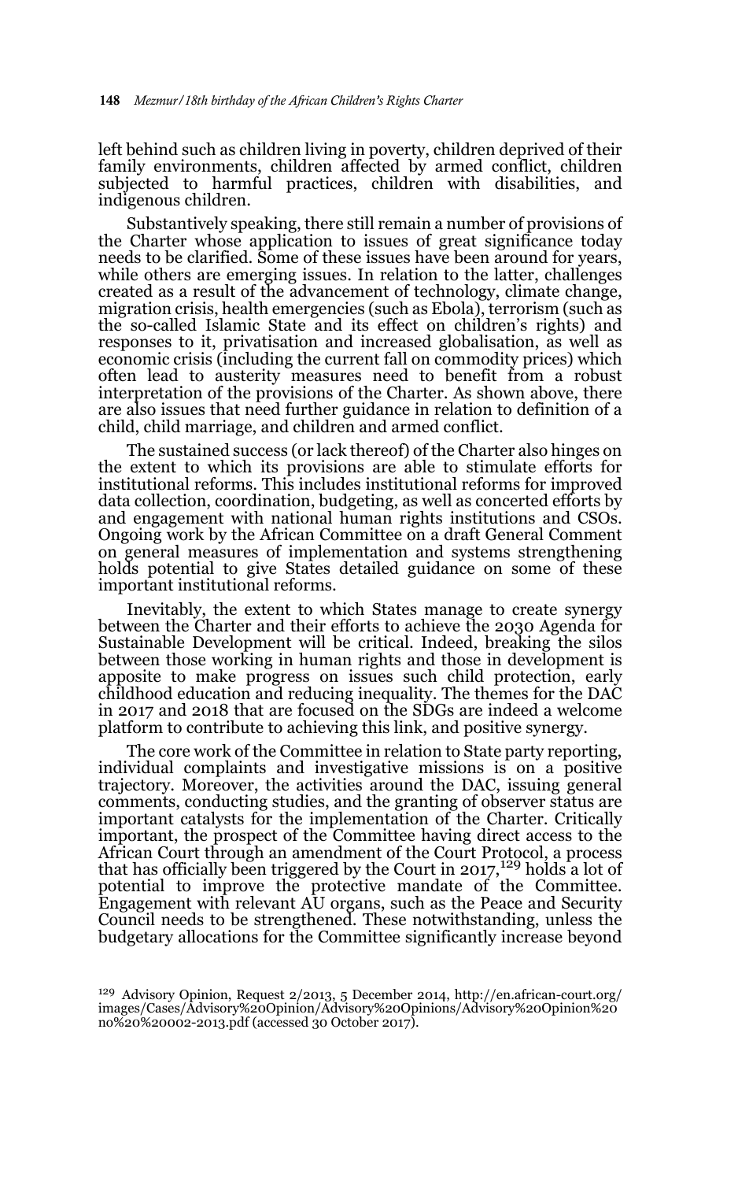left behind such as children living in poverty, children deprived of their family environments, children affected by armed conflict, children subjected to harmful practices, children with disabilities, and indigenous children.

Substantively speaking, there still remain a number of provisions of the Charter whose application to issues of great significance today needs to be clarified. Some of these issues have been around for years, while others are emerging issues. In relation to the latter, challenges created as a result of the advancement of technology, climate change, migration crisis, health emergencies (such as Ebola), terrorism (such as the so-called Islamic State and its effect on children's rights) and responses to it, privatisation and increased globalisation, as well as economic crisis (including the current fall on commodity prices) which often lead to austerity measures need to benefit from a robust interpretation of the provisions of the Charter. As shown above, there are also issues that need further guidance in relation to definition of a child, child marriage, and children and armed conflict.

The sustained success (or lack thereof) of the Charter also hinges on the extent to which its provisions are able to stimulate efforts for institutional reforms. This includes institutional reforms for improved data collection, coordination, budgeting, as well as concerted efforts by and engagement with national human rights institutions and CSOs. Ongoing work by the African Committee on a draft General Comment on general measures of implementation and systems strengthening holds potential to give States detailed guidance on some of these important institutional reforms.

Inevitably, the extent to which States manage to create synergy between the Charter and their efforts to achieve the 2030 Agenda for Sustainable Development will be critical. Indeed, breaking the silos between those working in human rights and those in development is apposite to make progress on issues such child protection, early childhood education and reducing inequality. The themes for the DAC in 2017 and 2018 that are focused on the SDGs are indeed a welcome platform to contribute to achieving this link, and positive synergy.

The core work of the Committee in relation to State party reporting, individual complaints and investigative missions is on a positive trajectory. Moreover, the activities around the DAC, issuing general comments, conducting studies, and the granting of observer status are important catalysts for the implementation of the Charter. Critically important, the prospect of the Committee having direct access to the African Court through an amendment of the Court Protocol, a process that has officially been triggered by the Court in 2017,[129] holds a lot of potential to improve the protective mandate of the Committee. Engagement with relevant AU organs, such as the Peace and Security Council needs to be strengthened. These notwithstanding, unless the budgetary allocations for the Committee significantly increase beyond

---

[129] Advisory Opinion, Request 2/2013, 5 December 2014, http://en.african-court.org/images/Cases/Advisory%20Opinion/Advisory%20Opinions/Advisory%20Opinion%20no%20%20002-2013.pdf (accessed 30 October 2017).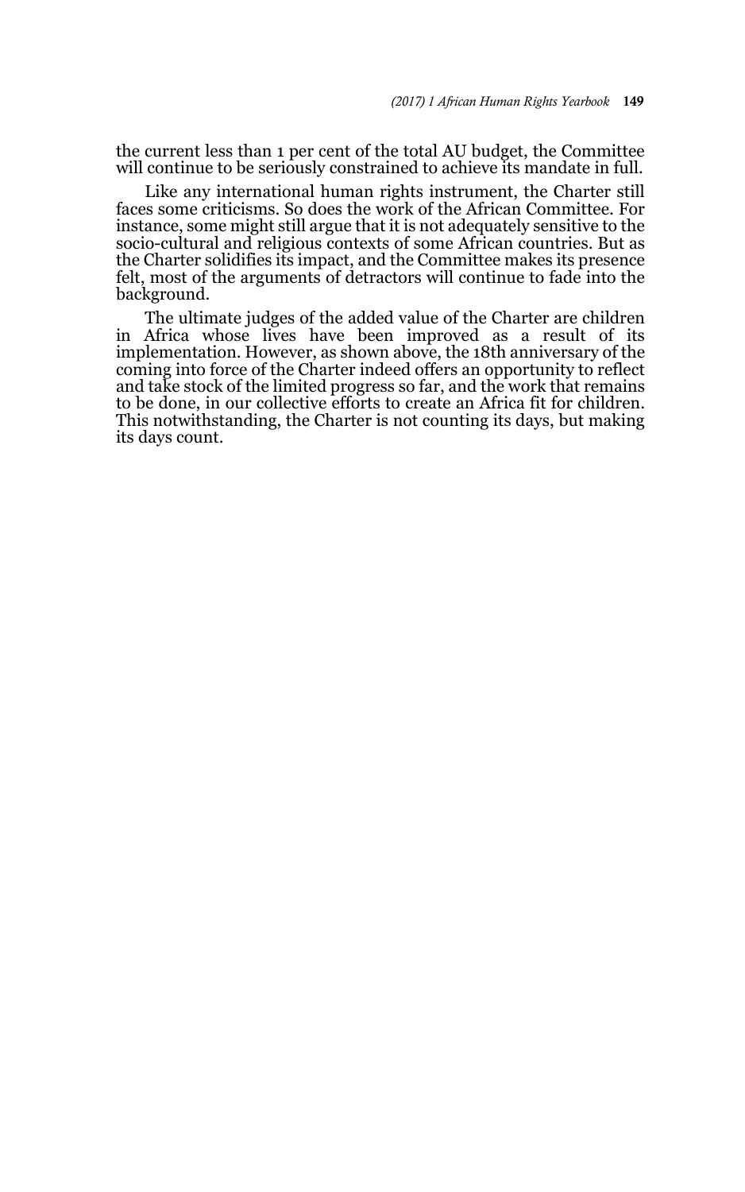the current less than 1 per cent of the total AU budget, the Committee will continue to be seriously constrained to achieve its mandate in full.

Like any international human rights instrument, the Charter still faces some criticisms. So does the work of the African Committee. For instance, some might still argue that it is not adequately sensitive to the socio-cultural and religious contexts of some African countries. But as the Charter solidifies its impact, and the Committee makes its presence felt, most of the arguments of detractors will continue to fade into the background.

The ultimate judges of the added value of the Charter are children in Africa whose lives have been improved as a result of its implementation. However, as shown above, the 18th anniversary of the coming into force of the Charter indeed offers an opportunity to reflect and take stock of the limited progress so far, and the work that remains to be done, in our collective efforts to create an Africa fit for children. This notwithstanding, the Charter is not counting its days, but making its days count.